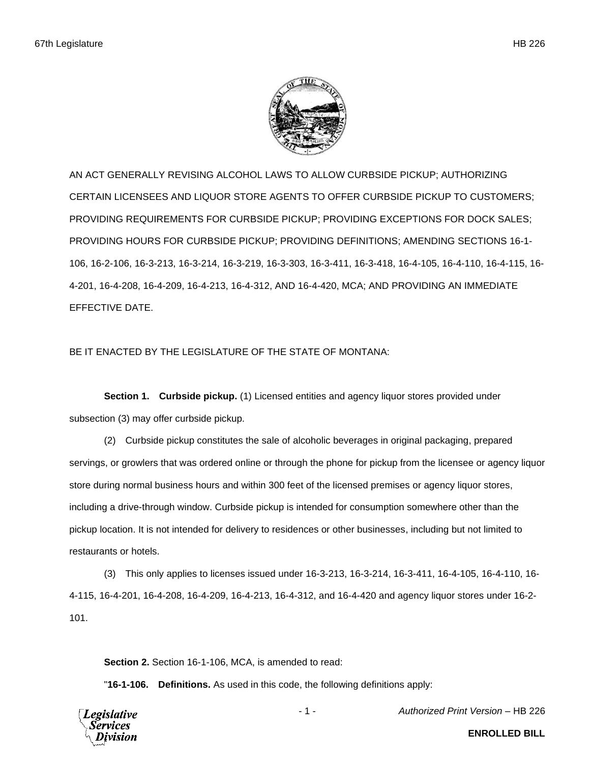AN ACT GENERALLY REVISING ALCOHOL LAWS TO ALLOW CURBSIDE PICKUP; AUTHORIZING CERTAIN LICENSEES AND LIQUOR STORE AGENTS TO OFFER CURBSIDE PICKUP TO CUSTOMERS; PROVIDING REQUIREMENTS FOR CURBSIDE PICKUP; PROVIDING EXCEPTIONS FOR DOCK SALES; PROVIDING HOURS FOR CURBSIDE PICKUP; PROVIDING DEFINITIONS; AMENDING SECTIONS 16-1-106, 16-2-106, 16-3-213, 16-3-214, 16-3-219, 16-3-303, 16-3-411, 16-3-418, 16-4-105, 16-4-110, 16-4-115, 16-4-201, 16-4-208, 16-4-209, 16-4-213, 16-4-312, AND 16-4-420, MCA; AND PROVIDING AN IMMEDIATE EFFECTIVE DATE.

BE IT ENACTED BY THE LEGISLATURE OF THE STATE OF MONTANA:

**Section 1. Curbside pickup.** (1) Licensed entities and agency liquor stores provided under subsection (3) may offer curbside pickup.

(2) Curbside pickup constitutes the sale of alcoholic beverages in original packaging, prepared servings, or growlers that was ordered online or through the phone for pickup from the licensee or agency liquor store during normal business hours and within 300 feet of the licensed premises or agency liquor stores, including a drive-through window. Curbside pickup is intended for consumption somewhere other than the pickup location. It is not intended for delivery to residences or other businesses, including but not limited to restaurants or hotels.

(3) This only applies to licenses issued under 16-3-213, 16-3-214, 16-3-411, 16-4-105, 16-4-110, 16-4-115, 16-4-201, 16-4-208, 16-4-209, 16-4-213, 16-4-312, and 16-4-420 and agency liquor stores under 16-2-101.

**Section 2.** Section 16-1-106, MCA, is amended to read:

"**16-1-106. Definitions.** As used in this code, the following definitions apply: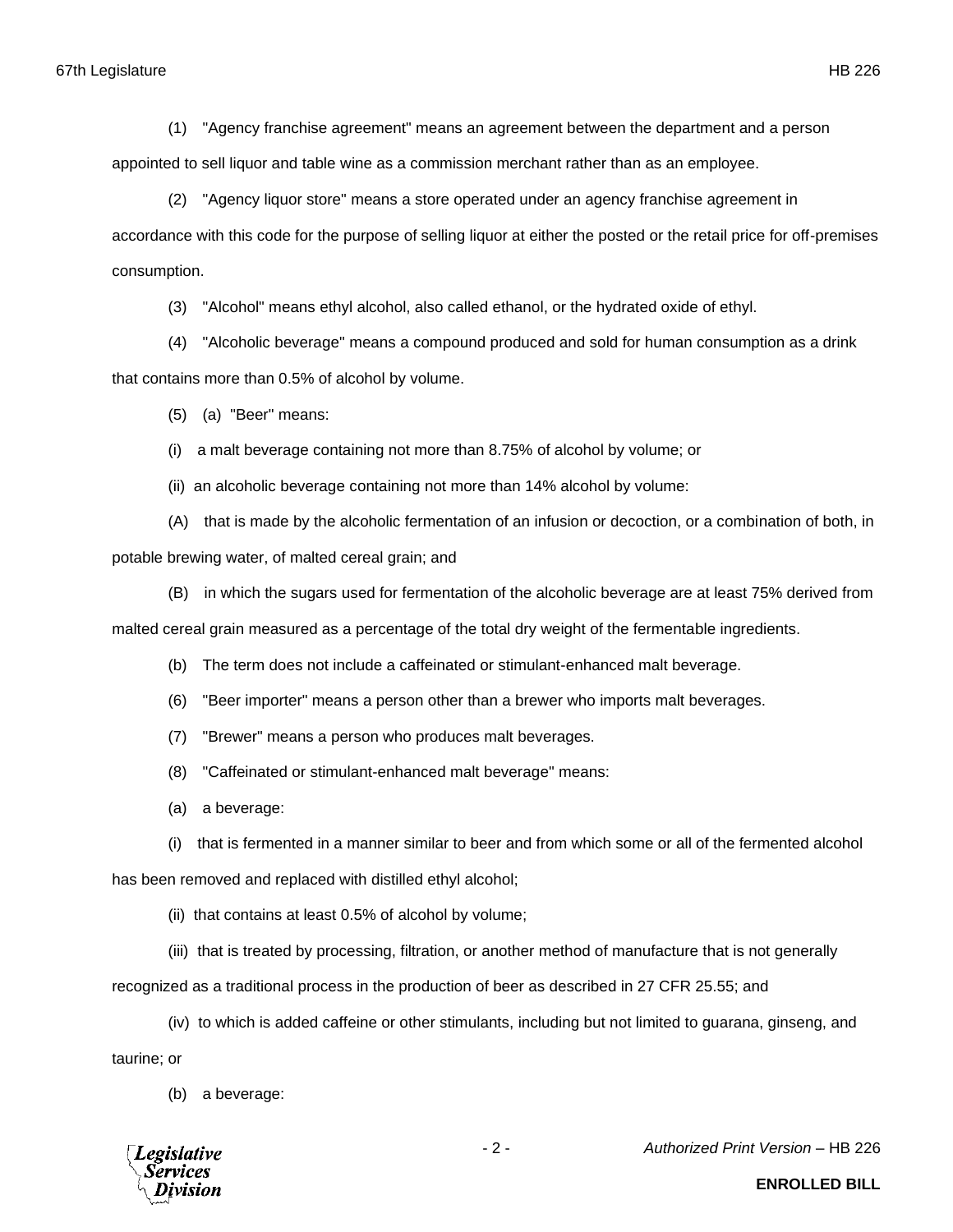(1) "Agency franchise agreement" means an agreement between the department and a person appointed to sell liquor and table wine as a commission merchant rather than as an employee.

(2) "Agency liquor store" means a store operated under an agency franchise agreement in accordance with this code for the purpose of selling liquor at either the posted or the retail price for off-premises consumption.

(3) "Alcohol" means ethyl alcohol, also called ethanol, or the hydrated oxide of ethyl.

(4) "Alcoholic beverage" means a compound produced and sold for human consumption as a drink that contains more than 0.5% of alcohol by volume.

(5) (a) "Beer" means:

(i) a malt beverage containing not more than 8.75% of alcohol by volume; or

(ii) an alcoholic beverage containing not more than 14% alcohol by volume:

(A) that is made by the alcoholic fermentation of an infusion or decoction, or a combination of both, in potable brewing water, of malted cereal grain; and

(B) in which the sugars used for fermentation of the alcoholic beverage are at least 75% derived from malted cereal grain measured as a percentage of the total dry weight of the fermentable ingredients.

(b) The term does not include a caffeinated or stimulant-enhanced malt beverage.

(6) "Beer importer" means a person other than a brewer who imports malt beverages.

(7) "Brewer" means a person who produces malt beverages.

(8) "Caffeinated or stimulant-enhanced malt beverage" means:

(a) a beverage:

(i) that is fermented in a manner similar to beer and from which some or all of the fermented alcohol has been removed and replaced with distilled ethyl alcohol;

(ii) that contains at least 0.5% of alcohol by volume;

(iii) that is treated by processing, filtration, or another method of manufacture that is not generally recognized as a traditional process in the production of beer as described in 27 CFR 25.55; and

(iv) to which is added caffeine or other stimulants, including but not limited to guarana, ginseng, and taurine; or

(b) a beverage: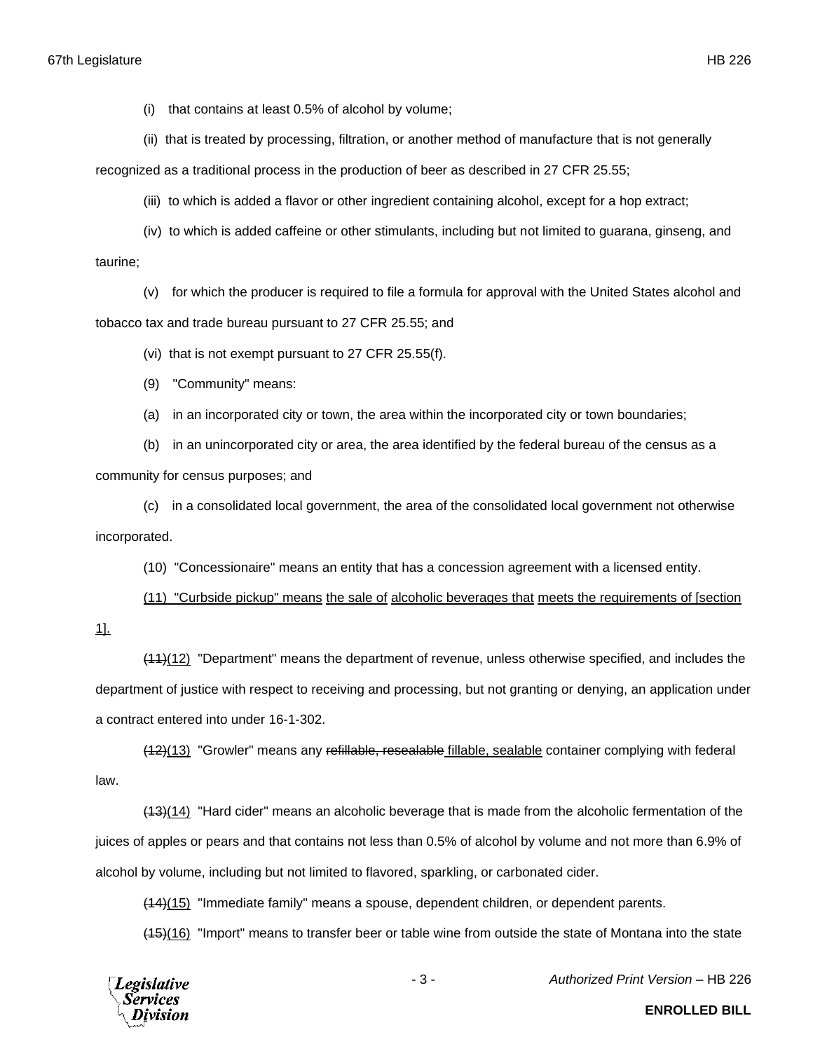(i) that contains at least 0.5% of alcohol by volume;

(ii) that is treated by processing, filtration, or another method of manufacture that is not generally recognized as a traditional process in the production of beer as described in 27 CFR 25.55;

(iii) to which is added a flavor or other ingredient containing alcohol, except for a hop extract;

(iv) to which is added caffeine or other stimulants, including but not limited to guarana, ginseng, and taurine;

(v) for which the producer is required to file a formula for approval with the United States alcohol and tobacco tax and trade bureau pursuant to 27 CFR 25.55; and

(vi) that is not exempt pursuant to 27 CFR 25.55(f).

(9) "Community" means:

(a) in an incorporated city or town, the area within the incorporated city or town boundaries;

(b) in an unincorporated city or area, the area identified by the federal bureau of the census as a community for census purposes; and

(c) in a consolidated local government, the area of the consolidated local government not otherwise incorporated.

(10) "Concessionaire" means an entity that has a concession agreement with a licensed entity.

<u>(11) "Curbside pickup" means</u> <u>the sale of</u> <u>alcoholic beverages that</u> <u>meets the requirements of [section 1].</u>

~~(11)~~<u>(12)</u> "Department" means the department of revenue, unless otherwise specified, and includes the department of justice with respect to receiving and processing, but not granting or denying, an application under a contract entered into under 16-1-302.

~~(12)~~<u>(13)</u> "Growler" means any ~~refillable, resealable~~ <u>fillable, sealable</u> container complying with federal law.

~~(13)~~<u>(14)</u> "Hard cider" means an alcoholic beverage that is made from the alcoholic fermentation of the juices of apples or pears and that contains not less than 0.5% of alcohol by volume and not more than 6.9% of alcohol by volume, including but not limited to flavored, sparkling, or carbonated cider.

~~(14)~~<u>(15)</u> "Immediate family" means a spouse, dependent children, or dependent parents.

~~(15)~~<u>(16)</u> "Import" means to transfer beer or table wine from outside the state of Montana into the state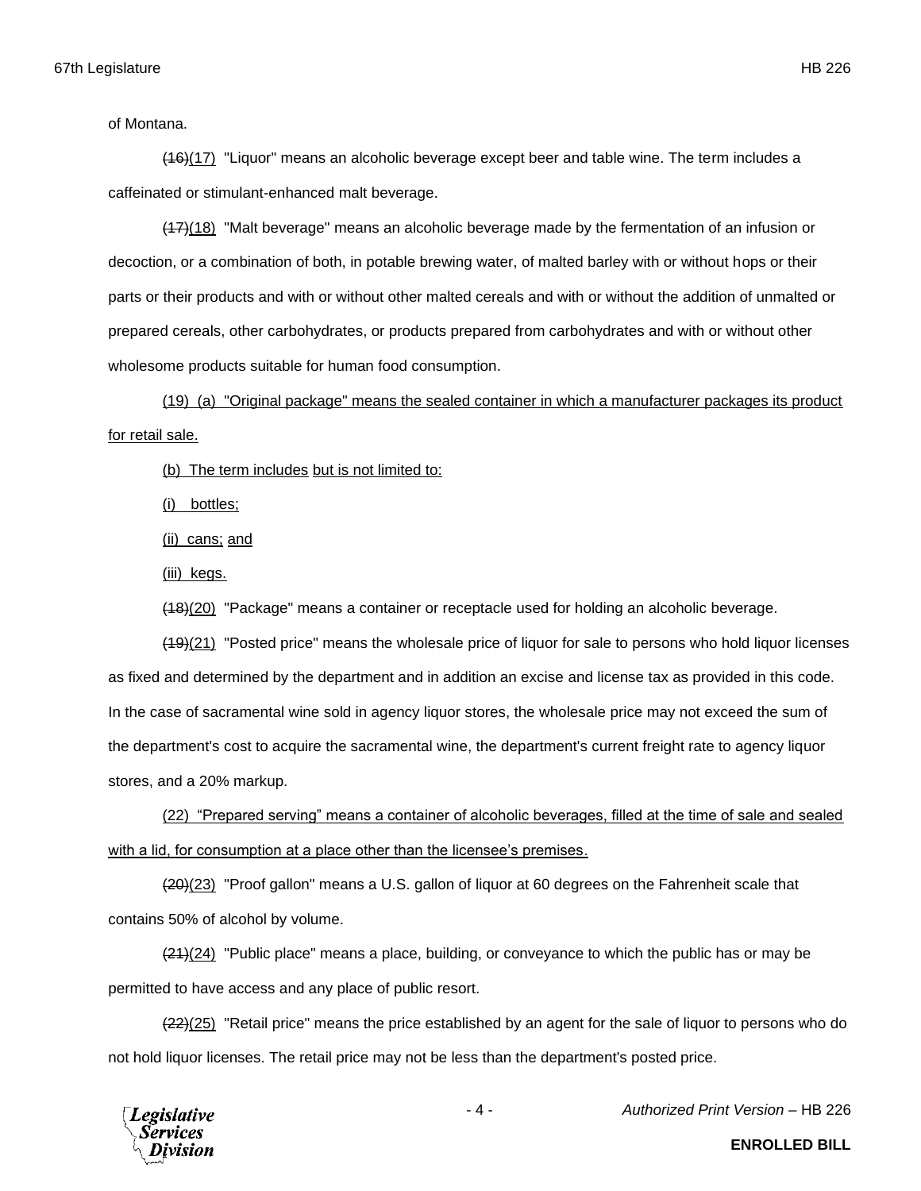of Montana.

~~(16)~~(17) "Liquor" means an alcoholic beverage except beer and table wine. The term includes a caffeinated or stimulant-enhanced malt beverage.

~~(17)~~(18) "Malt beverage" means an alcoholic beverage made by the fermentation of an infusion or decoction, or a combination of both, in potable brewing water, of malted barley with or without hops or their parts or their products and with or without other malted cereals and with or without the addition of unmalted or prepared cereals, other carbohydrates, or products prepared from carbohydrates and with or without other wholesome products suitable for human food consumption.

(19) (a) "Original package" means the sealed container in which a manufacturer packages its product for retail sale.

(b) The term includes but is not limited to:

(i) bottles;

(ii) cans; and

(iii) kegs.

~~(18)~~(20) "Package" means a container or receptacle used for holding an alcoholic beverage.

~~(19)~~(21) "Posted price" means the wholesale price of liquor for sale to persons who hold liquor licenses as fixed and determined by the department and in addition an excise and license tax as provided in this code. In the case of sacramental wine sold in agency liquor stores, the wholesale price may not exceed the sum of the department's cost to acquire the sacramental wine, the department's current freight rate to agency liquor stores, and a 20% markup.

(22) "Prepared serving" means a container of alcoholic beverages, filled at the time of sale and sealed with a lid, for consumption at a place other than the licensee's premises.

~~(20)~~(23) "Proof gallon" means a U.S. gallon of liquor at 60 degrees on the Fahrenheit scale that contains 50% of alcohol by volume.

~~(21)~~(24) "Public place" means a place, building, or conveyance to which the public has or may be permitted to have access and any place of public resort.

~~(22)~~(25) "Retail price" means the price established by an agent for the sale of liquor to persons who do not hold liquor licenses. The retail price may not be less than the department's posted price.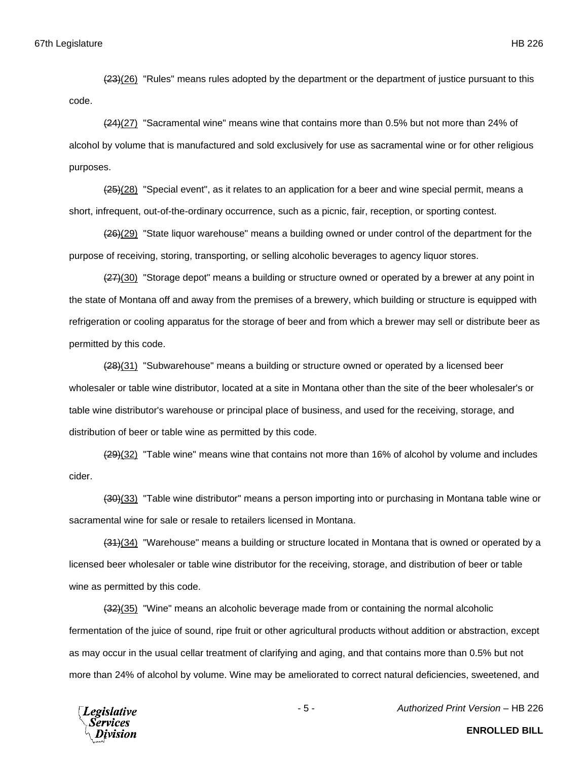~~(23)~~(26) "Rules" means rules adopted by the department or the department of justice pursuant to this code.

~~(24)~~(27) "Sacramental wine" means wine that contains more than 0.5% but not more than 24% of alcohol by volume that is manufactured and sold exclusively for use as sacramental wine or for other religious purposes.

~~(25)~~(28) "Special event", as it relates to an application for a beer and wine special permit, means a short, infrequent, out-of-the-ordinary occurrence, such as a picnic, fair, reception, or sporting contest.

~~(26)~~(29) "State liquor warehouse" means a building owned or under control of the department for the purpose of receiving, storing, transporting, or selling alcoholic beverages to agency liquor stores.

~~(27)~~(30) "Storage depot" means a building or structure owned or operated by a brewer at any point in the state of Montana off and away from the premises of a brewery, which building or structure is equipped with refrigeration or cooling apparatus for the storage of beer and from which a brewer may sell or distribute beer as permitted by this code.

~~(28)~~(31) "Subwarehouse" means a building or structure owned or operated by a licensed beer wholesaler or table wine distributor, located at a site in Montana other than the site of the beer wholesaler's or table wine distributor's warehouse or principal place of business, and used for the receiving, storage, and distribution of beer or table wine as permitted by this code.

~~(29)~~(32) "Table wine" means wine that contains not more than 16% of alcohol by volume and includes cider.

~~(30)~~(33) "Table wine distributor" means a person importing into or purchasing in Montana table wine or sacramental wine for sale or resale to retailers licensed in Montana.

~~(31)~~(34) "Warehouse" means a building or structure located in Montana that is owned or operated by a licensed beer wholesaler or table wine distributor for the receiving, storage, and distribution of beer or table wine as permitted by this code.

~~(32)~~(35) "Wine" means an alcoholic beverage made from or containing the normal alcoholic fermentation of the juice of sound, ripe fruit or other agricultural products without addition or abstraction, except as may occur in the usual cellar treatment of clarifying and aging, and that contains more than 0.5% but not more than 24% of alcohol by volume. Wine may be ameliorated to correct natural deficiencies, sweetened, and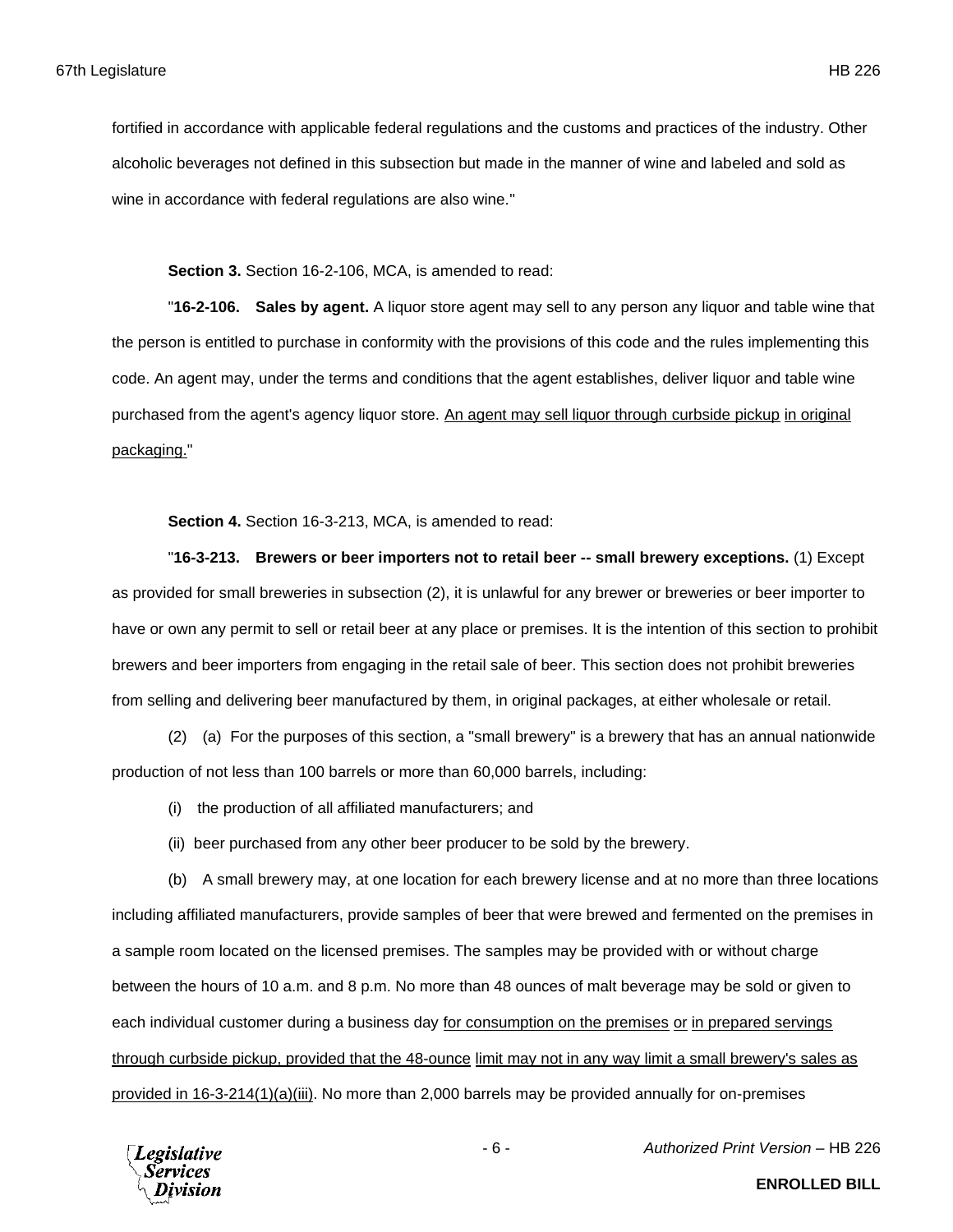fortified in accordance with applicable federal regulations and the customs and practices of the industry. Other alcoholic beverages not defined in this subsection but made in the manner of wine and labeled and sold as wine in accordance with federal regulations are also wine."

**Section 3.** Section 16-2-106, MCA, is amended to read:

"**16-2-106. Sales by agent.** A liquor store agent may sell to any person any liquor and table wine that the person is entitled to purchase in conformity with the provisions of this code and the rules implementing this code. An agent may, under the terms and conditions that the agent establishes, deliver liquor and table wine purchased from the agent's agency liquor store. <u>An agent may sell liquor through curbside pickup</u> <u>in original packaging.</u>"

**Section 4.** Section 16-3-213, MCA, is amended to read:

"**16-3-213. Brewers or beer importers not to retail beer -- small brewery exceptions.** (1) Except as provided for small breweries in subsection (2), it is unlawful for any brewer or breweries or beer importer to have or own any permit to sell or retail beer at any place or premises. It is the intention of this section to prohibit brewers and beer importers from engaging in the retail sale of beer. This section does not prohibit breweries from selling and delivering beer manufactured by them, in original packages, at either wholesale or retail.

(2) (a) For the purposes of this section, a "small brewery" is a brewery that has an annual nationwide production of not less than 100 barrels or more than 60,000 barrels, including:

(i) the production of all affiliated manufacturers; and

(ii) beer purchased from any other beer producer to be sold by the brewery.

(b) A small brewery may, at one location for each brewery license and at no more than three locations including affiliated manufacturers, provide samples of beer that were brewed and fermented on the premises in a sample room located on the licensed premises. The samples may be provided with or without charge between the hours of 10 a.m. and 8 p.m. No more than 48 ounces of malt beverage may be sold or given to each individual customer during a business day <u>for consumption on the premises</u> <u>or</u> <u>in prepared servings through curbside pickup, provided that the 48-ounce</u> <u>limit may not in any way limit a small brewery's sales as provided in 16-3-214(1)(a)(iii)</u>. No more than 2,000 barrels may be provided annually for on-premises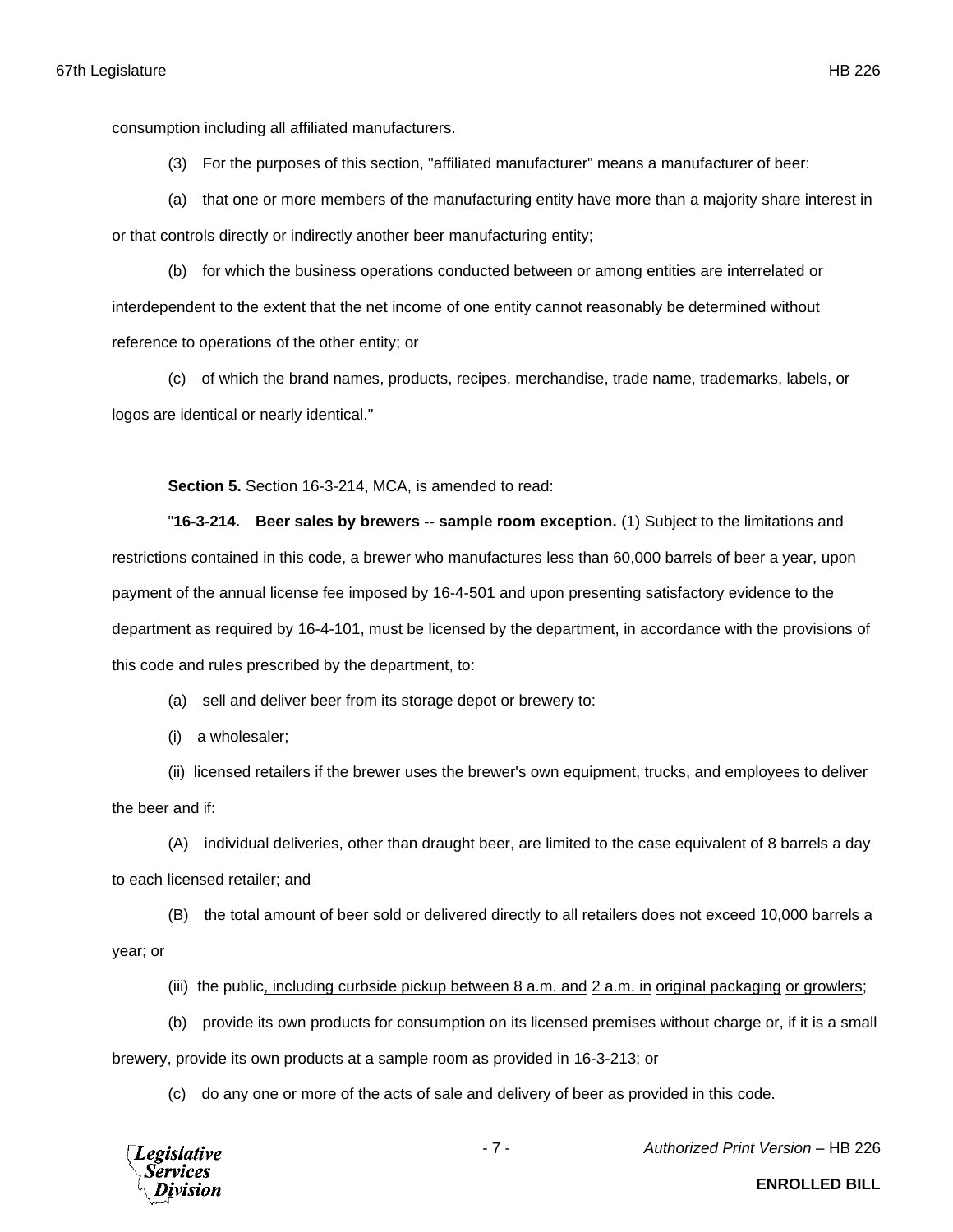consumption including all affiliated manufacturers.

(3) For the purposes of this section, "affiliated manufacturer" means a manufacturer of beer:

(a) that one or more members of the manufacturing entity have more than a majority share interest in or that controls directly or indirectly another beer manufacturing entity;

(b) for which the business operations conducted between or among entities are interrelated or interdependent to the extent that the net income of one entity cannot reasonably be determined without reference to operations of the other entity; or

(c) of which the brand names, products, recipes, merchandise, trade name, trademarks, labels, or logos are identical or nearly identical."

**Section 5.** Section 16-3-214, MCA, is amended to read:

"**16-3-214. Beer sales by brewers -- sample room exception.** (1) Subject to the limitations and restrictions contained in this code, a brewer who manufactures less than 60,000 barrels of beer a year, upon payment of the annual license fee imposed by 16-4-501 and upon presenting satisfactory evidence to the department as required by 16-4-101, must be licensed by the department, in accordance with the provisions of this code and rules prescribed by the department, to:

(a) sell and deliver beer from its storage depot or brewery to:

(i) a wholesaler;

(ii) licensed retailers if the brewer uses the brewer's own equipment, trucks, and employees to deliver the beer and if:

(A) individual deliveries, other than draught beer, are limited to the case equivalent of 8 barrels a day to each licensed retailer; and

(B) the total amount of beer sold or delivered directly to all retailers does not exceed 10,000 barrels a year; or

(iii) the public<u>, including curbside pickup between 8 a.m. and</u> <u>2 a.m. in</u> <u>original packaging</u> <u>or growlers</u>;

(b) provide its own products for consumption on its licensed premises without charge or, if it is a small brewery, provide its own products at a sample room as provided in 16-3-213; or

(c) do any one or more of the acts of sale and delivery of beer as provided in this code.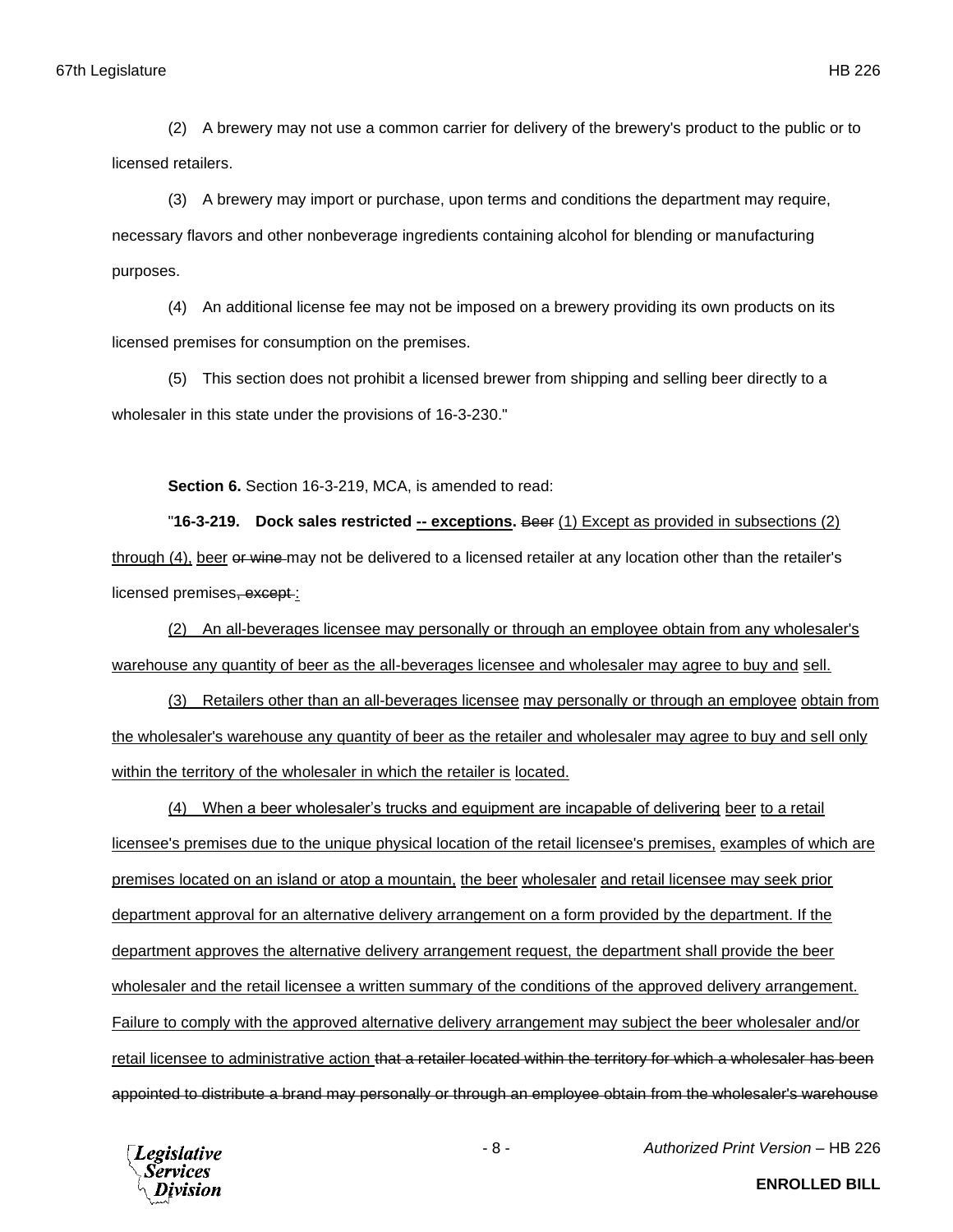(2) A brewery may not use a common carrier for delivery of the brewery's product to the public or to licensed retailers.

(3) A brewery may import or purchase, upon terms and conditions the department may require, necessary flavors and other nonbeverage ingredients containing alcohol for blending or manufacturing purposes.

(4) An additional license fee may not be imposed on a brewery providing its own products on its licensed premises for consumption on the premises.

(5) This section does not prohibit a licensed brewer from shipping and selling beer directly to a wholesaler in this state under the provisions of 16-3-230."

**Section 6.** Section 16-3-219, MCA, is amended to read:

"**16-3-219. Dock sales restricted -- exceptions.** ~~Beer~~ (1) Except as provided in subsections (2) through (4), beer ~~or wine~~ may not be delivered to a licensed retailer at any location other than the retailer's licensed premises~~, except~~ :

(2) An all-beverages licensee may personally or through an employee obtain from any wholesaler's warehouse any quantity of beer as the all-beverages licensee and wholesaler may agree to buy and sell.

(3) Retailers other than an all-beverages licensee may personally or through an employee obtain from the wholesaler's warehouse any quantity of beer as the retailer and wholesaler may agree to buy and sell only within the territory of the wholesaler in which the retailer is located.

(4) When a beer wholesaler's trucks and equipment are incapable of delivering beer to a retail licensee's premises due to the unique physical location of the retail licensee's premises, examples of which are premises located on an island or atop a mountain, the beer wholesaler and retail licensee may seek prior department approval for an alternative delivery arrangement on a form provided by the department. If the department approves the alternative delivery arrangement request, the department shall provide the beer wholesaler and the retail licensee a written summary of the conditions of the approved delivery arrangement. Failure to comply with the approved alternative delivery arrangement may subject the beer wholesaler and/or retail licensee to administrative action ~~that a retailer located within the territory for which a wholesaler has been appointed to distribute a brand may personally or through an employee obtain from the wholesaler's warehouse~~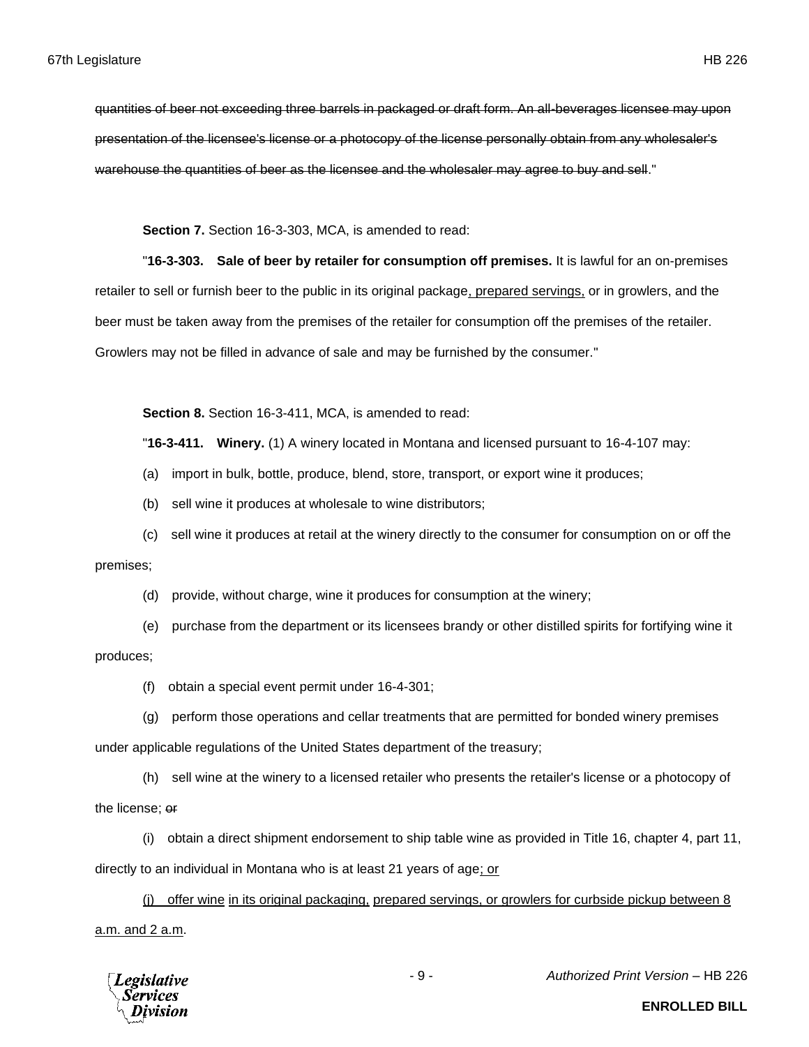~~quantities of beer not exceeding three barrels in packaged or draft form. An all-beverages licensee may upon presentation of the licensee's license or a photocopy of the license personally obtain from any wholesaler's warehouse the quantities of beer as the licensee and the wholesaler may agree to buy and sell~~."

**Section 7.** Section 16-3-303, MCA, is amended to read:

"**16-3-303. Sale of beer by retailer for consumption off premises.** It is lawful for an on-premises retailer to sell or furnish beer to the public in its original package<u>, prepared servings,</u> or in growlers, and the beer must be taken away from the premises of the retailer for consumption off the premises of the retailer. Growlers may not be filled in advance of sale and may be furnished by the consumer."

**Section 8.** Section 16-3-411, MCA, is amended to read:

"**16-3-411. Winery.** (1) A winery located in Montana and licensed pursuant to 16-4-107 may:

(a) import in bulk, bottle, produce, blend, store, transport, or export wine it produces;

(b) sell wine it produces at wholesale to wine distributors;

(c) sell wine it produces at retail at the winery directly to the consumer for consumption on or off the premises;

(d) provide, without charge, wine it produces for consumption at the winery;

(e) purchase from the department or its licensees brandy or other distilled spirits for fortifying wine it produces;

(f) obtain a special event permit under 16-4-301;

(g) perform those operations and cellar treatments that are permitted for bonded winery premises under applicable regulations of the United States department of the treasury;

(h) sell wine at the winery to a licensed retailer who presents the retailer's license or a photocopy of the license; ~~or~~

(i) obtain a direct shipment endorsement to ship table wine as provided in Title 16, chapter 4, part 11, directly to an individual in Montana who is at least 21 years of age<u>; or</u>

<u>(j) offer wine in its original packaging, prepared servings, or growlers for curbside pickup between 8 a.m. and 2 a.m</u>.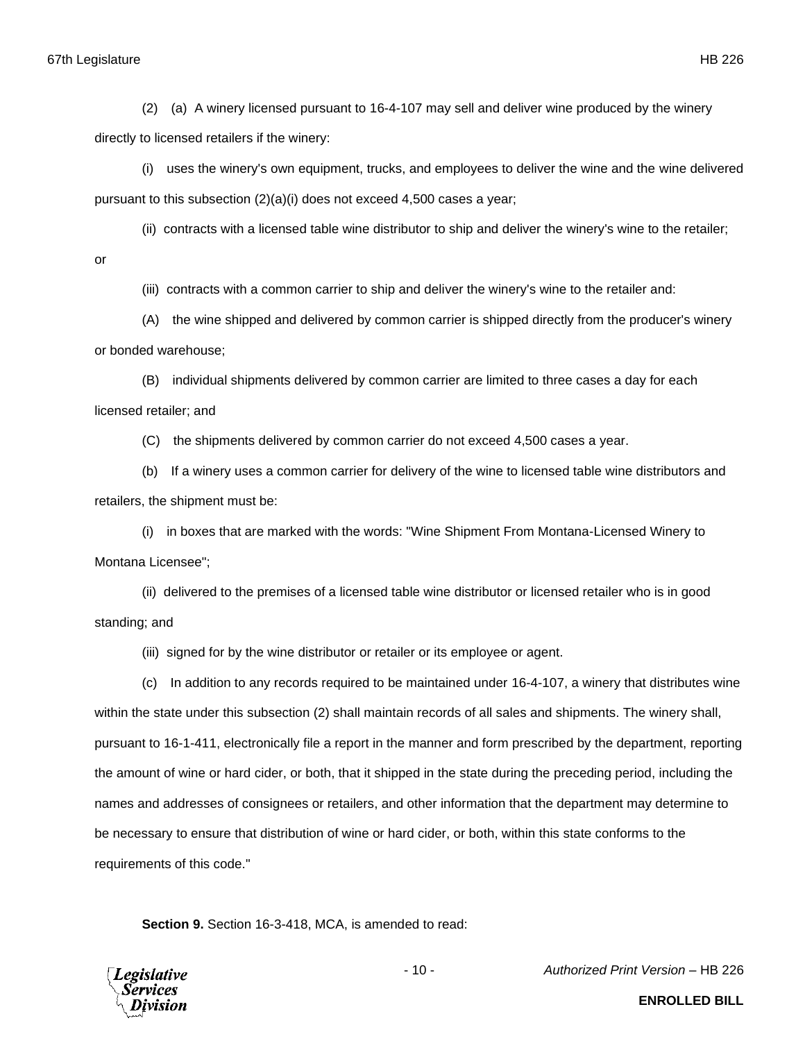(2) (a) A winery licensed pursuant to 16-4-107 may sell and deliver wine produced by the winery directly to licensed retailers if the winery:

(i) uses the winery's own equipment, trucks, and employees to deliver the wine and the wine delivered pursuant to this subsection (2)(a)(i) does not exceed 4,500 cases a year;

(ii) contracts with a licensed table wine distributor to ship and deliver the winery's wine to the retailer; or

(iii) contracts with a common carrier to ship and deliver the winery's wine to the retailer and:

(A) the wine shipped and delivered by common carrier is shipped directly from the producer's winery or bonded warehouse;

(B) individual shipments delivered by common carrier are limited to three cases a day for each licensed retailer; and

(C) the shipments delivered by common carrier do not exceed 4,500 cases a year.

(b) If a winery uses a common carrier for delivery of the wine to licensed table wine distributors and retailers, the shipment must be:

(i) in boxes that are marked with the words: "Wine Shipment From Montana-Licensed Winery to Montana Licensee";

(ii) delivered to the premises of a licensed table wine distributor or licensed retailer who is in good standing; and

(iii) signed for by the wine distributor or retailer or its employee or agent.

(c) In addition to any records required to be maintained under 16-4-107, a winery that distributes wine within the state under this subsection (2) shall maintain records of all sales and shipments. The winery shall, pursuant to 16-1-411, electronically file a report in the manner and form prescribed by the department, reporting the amount of wine or hard cider, or both, that it shipped in the state during the preceding period, including the names and addresses of consignees or retailers, and other information that the department may determine to be necessary to ensure that distribution of wine or hard cider, or both, within this state conforms to the requirements of this code."

**Section 9.** Section 16-3-418, MCA, is amended to read: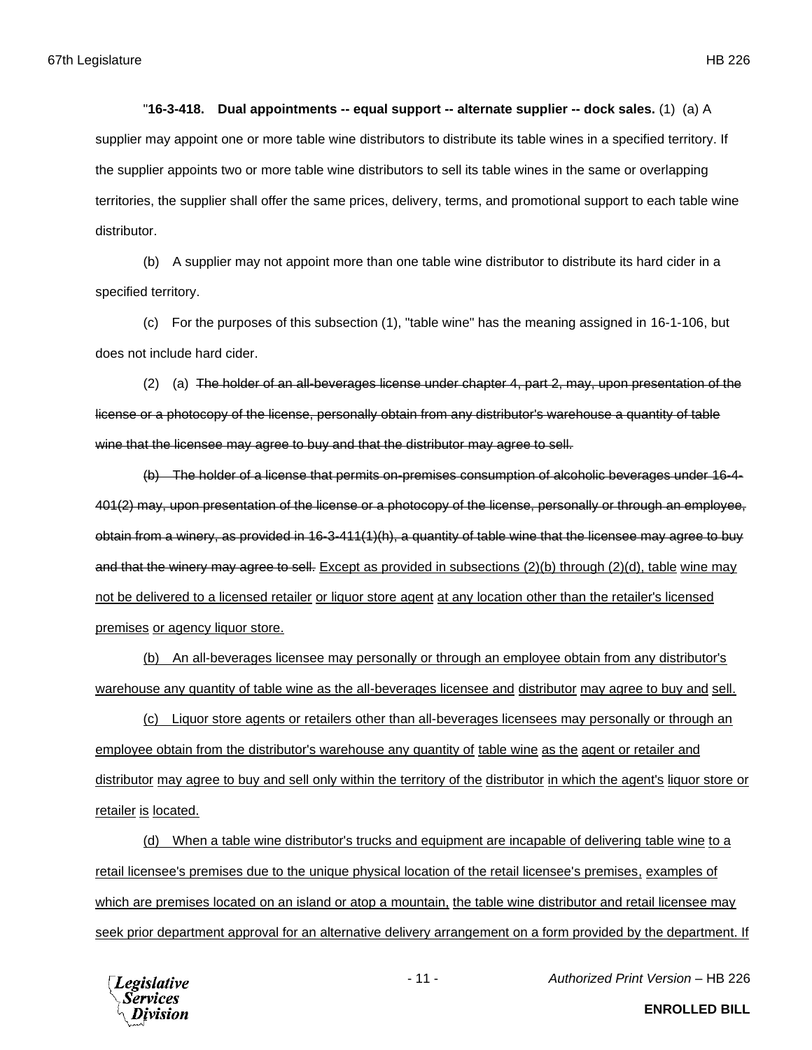"**16-3-418. Dual appointments -- equal support -- alternate supplier -- dock sales.** (1) (a) A supplier may appoint one or more table wine distributors to distribute its table wines in a specified territory. If the supplier appoints two or more table wine distributors to sell its table wines in the same or overlapping territories, the supplier shall offer the same prices, delivery, terms, and promotional support to each table wine distributor.

(b) A supplier may not appoint more than one table wine distributor to distribute its hard cider in a specified territory.

(c) For the purposes of this subsection (1), "table wine" has the meaning assigned in 16-1-106, but does not include hard cider.

(2) (a) ~~The holder of an all-beverages license under chapter 4, part 2, may, upon presentation of the license or a photocopy of the license, personally obtain from any distributor's warehouse a quantity of table wine that the licensee may agree to buy and that the distributor may agree to sell.~~

~~(b) The holder of a license that permits on-premises consumption of alcoholic beverages under 16-4-401(2) may, upon presentation of the license or a photocopy of the license, personally or through an employee, obtain from a winery, as provided in 16-3-411(1)(h), a quantity of table wine that the licensee may agree to buy and that the winery may agree to sell.~~ <u>Except as provided in subsections (2)(b) through (2)(d), table wine may not be delivered to a licensed retailer or liquor store agent at any location other than the retailer's licensed premises or agency liquor store.</u>

<u>(b) An all-beverages licensee may personally or through an employee obtain from any distributor's warehouse any quantity of table wine as the all-beverages licensee and distributor may agree to buy and sell.</u>

<u>(c) Liquor store agents or retailers other than all-beverages licensees may personally or through an employee obtain from the distributor's warehouse any quantity of table wine as the agent or retailer and distributor may agree to buy and sell only within the territory of the distributor in which the agent's liquor store or retailer is located.</u>

<u>(d) When a table wine distributor's trucks and equipment are incapable of delivering table wine to a retail licensee's premises due to the unique physical location of the retail licensee's premises, examples of which are premises located on an island or atop a mountain, the table wine distributor and retail licensee may seek prior department approval for an alternative delivery arrangement on a form provided by the department. If</u>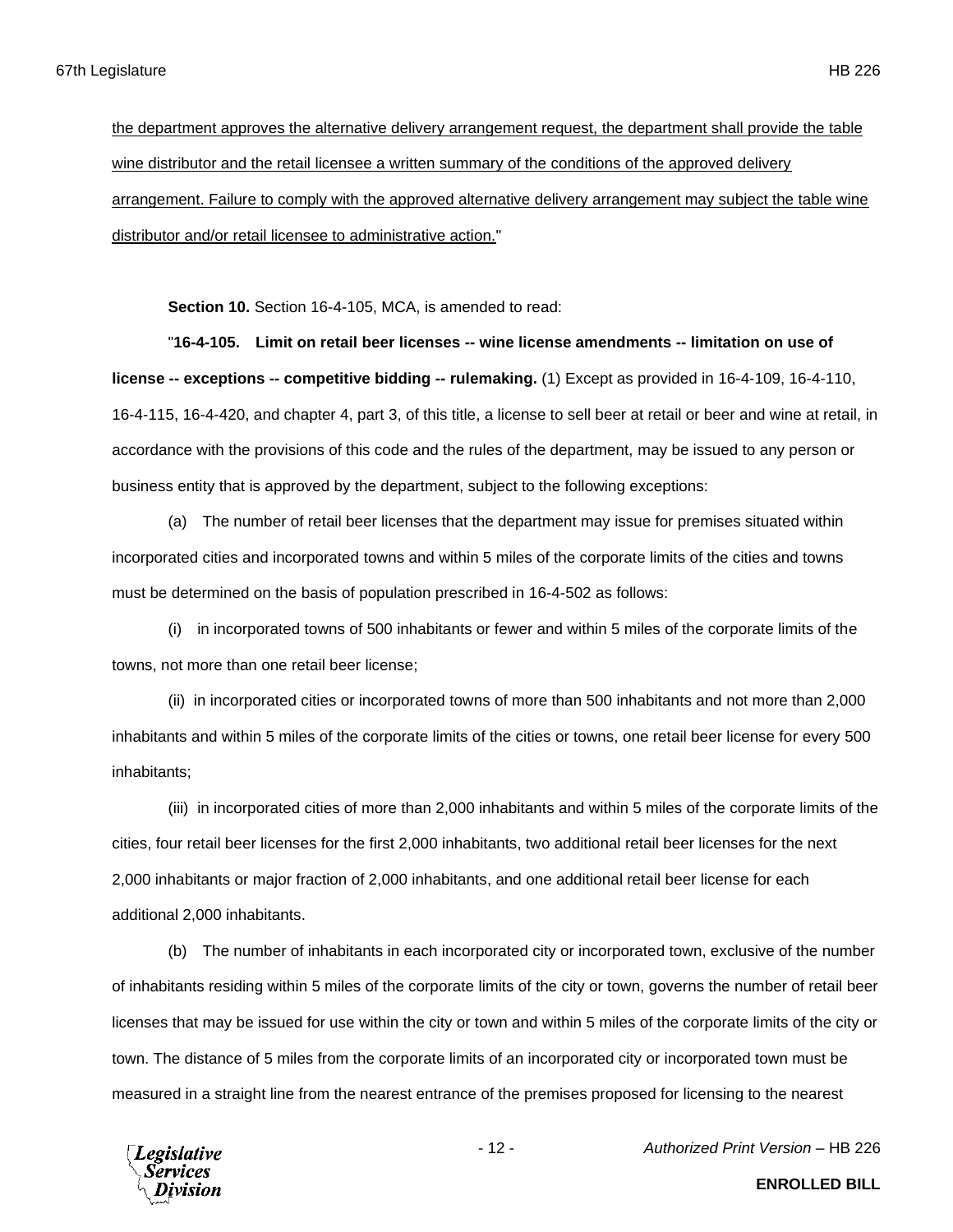the department approves the alternative delivery arrangement request, the department shall provide the table wine distributor and the retail licensee a written summary of the conditions of the approved delivery arrangement. Failure to comply with the approved alternative delivery arrangement may subject the table wine distributor and/or retail licensee to administrative action."

**Section 10.** Section 16-4-105, MCA, is amended to read:

"**16-4-105. Limit on retail beer licenses -- wine license amendments -- limitation on use of license -- exceptions -- competitive bidding -- rulemaking.** (1) Except as provided in 16-4-109, 16-4-110, 16-4-115, 16-4-420, and chapter 4, part 3, of this title, a license to sell beer at retail or beer and wine at retail, in accordance with the provisions of this code and the rules of the department, may be issued to any person or business entity that is approved by the department, subject to the following exceptions:

(a) The number of retail beer licenses that the department may issue for premises situated within incorporated cities and incorporated towns and within 5 miles of the corporate limits of the cities and towns must be determined on the basis of population prescribed in 16-4-502 as follows:

(i) in incorporated towns of 500 inhabitants or fewer and within 5 miles of the corporate limits of the towns, not more than one retail beer license;

(ii) in incorporated cities or incorporated towns of more than 500 inhabitants and not more than 2,000 inhabitants and within 5 miles of the corporate limits of the cities or towns, one retail beer license for every 500 inhabitants;

(iii) in incorporated cities of more than 2,000 inhabitants and within 5 miles of the corporate limits of the cities, four retail beer licenses for the first 2,000 inhabitants, two additional retail beer licenses for the next 2,000 inhabitants or major fraction of 2,000 inhabitants, and one additional retail beer license for each additional 2,000 inhabitants.

(b) The number of inhabitants in each incorporated city or incorporated town, exclusive of the number of inhabitants residing within 5 miles of the corporate limits of the city or town, governs the number of retail beer licenses that may be issued for use within the city or town and within 5 miles of the corporate limits of the city or town. The distance of 5 miles from the corporate limits of an incorporated city or incorporated town must be measured in a straight line from the nearest entrance of the premises proposed for licensing to the nearest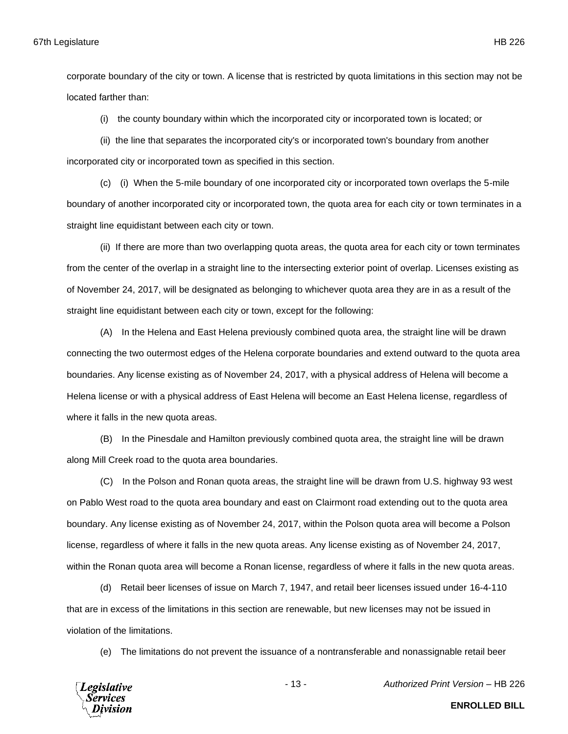corporate boundary of the city or town. A license that is restricted by quota limitations in this section may not be located farther than:

(i) the county boundary within which the incorporated city or incorporated town is located; or

(ii) the line that separates the incorporated city's or incorporated town's boundary from another incorporated city or incorporated town as specified in this section.

(c) (i) When the 5-mile boundary of one incorporated city or incorporated town overlaps the 5-mile boundary of another incorporated city or incorporated town, the quota area for each city or town terminates in a straight line equidistant between each city or town.

(ii) If there are more than two overlapping quota areas, the quota area for each city or town terminates from the center of the overlap in a straight line to the intersecting exterior point of overlap. Licenses existing as of November 24, 2017, will be designated as belonging to whichever quota area they are in as a result of the straight line equidistant between each city or town, except for the following:

(A) In the Helena and East Helena previously combined quota area, the straight line will be drawn connecting the two outermost edges of the Helena corporate boundaries and extend outward to the quota area boundaries. Any license existing as of November 24, 2017, with a physical address of Helena will become a Helena license or with a physical address of East Helena will become an East Helena license, regardless of where it falls in the new quota areas.

(B) In the Pinesdale and Hamilton previously combined quota area, the straight line will be drawn along Mill Creek road to the quota area boundaries.

(C) In the Polson and Ronan quota areas, the straight line will be drawn from U.S. highway 93 west on Pablo West road to the quota area boundary and east on Clairmont road extending out to the quota area boundary. Any license existing as of November 24, 2017, within the Polson quota area will become a Polson license, regardless of where it falls in the new quota areas. Any license existing as of November 24, 2017, within the Ronan quota area will become a Ronan license, regardless of where it falls in the new quota areas.

(d) Retail beer licenses of issue on March 7, 1947, and retail beer licenses issued under 16-4-110 that are in excess of the limitations in this section are renewable, but new licenses may not be issued in violation of the limitations.

(e) The limitations do not prevent the issuance of a nontransferable and nonassignable retail beer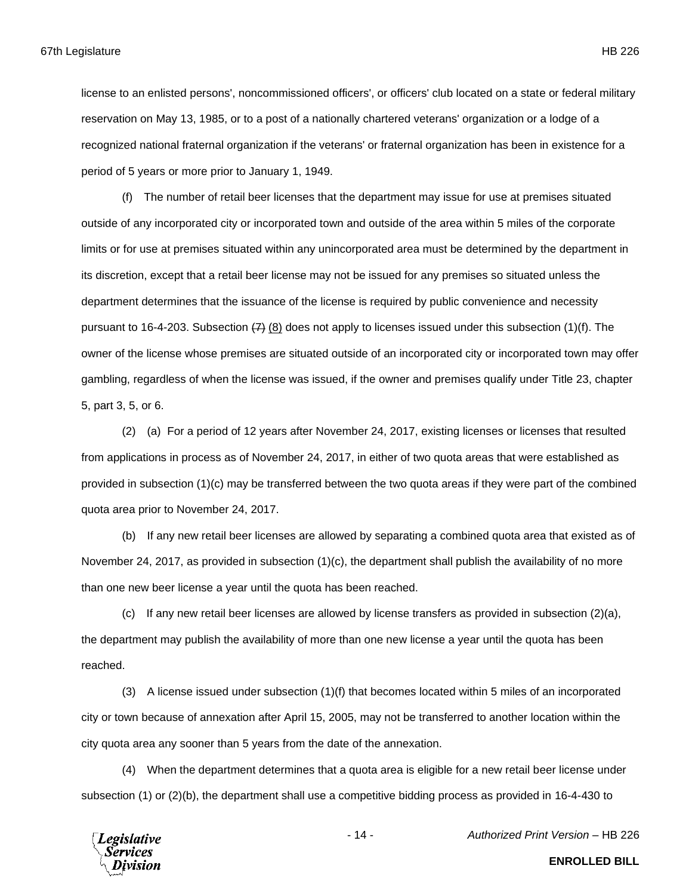license to an enlisted persons', noncommissioned officers', or officers' club located on a state or federal military reservation on May 13, 1985, or to a post of a nationally chartered veterans' organization or a lodge of a recognized national fraternal organization if the veterans' or fraternal organization has been in existence for a period of 5 years or more prior to January 1, 1949.

(f) The number of retail beer licenses that the department may issue for use at premises situated outside of any incorporated city or incorporated town and outside of the area within 5 miles of the corporate limits or for use at premises situated within any unincorporated area must be determined by the department in its discretion, except that a retail beer license may not be issued for any premises so situated unless the department determines that the issuance of the license is required by public convenience and necessity pursuant to 16-4-203. Subsection ~~(7)~~ (8) does not apply to licenses issued under this subsection (1)(f). The owner of the license whose premises are situated outside of an incorporated city or incorporated town may offer gambling, regardless of when the license was issued, if the owner and premises qualify under Title 23, chapter 5, part 3, 5, or 6.

(2) (a) For a period of 12 years after November 24, 2017, existing licenses or licenses that resulted from applications in process as of November 24, 2017, in either of two quota areas that were established as provided in subsection (1)(c) may be transferred between the two quota areas if they were part of the combined quota area prior to November 24, 2017.

(b) If any new retail beer licenses are allowed by separating a combined quota area that existed as of November 24, 2017, as provided in subsection (1)(c), the department shall publish the availability of no more than one new beer license a year until the quota has been reached.

(c) If any new retail beer licenses are allowed by license transfers as provided in subsection (2)(a), the department may publish the availability of more than one new license a year until the quota has been reached.

(3) A license issued under subsection (1)(f) that becomes located within 5 miles of an incorporated city or town because of annexation after April 15, 2005, may not be transferred to another location within the city quota area any sooner than 5 years from the date of the annexation.

(4) When the department determines that a quota area is eligible for a new retail beer license under subsection (1) or (2)(b), the department shall use a competitive bidding process as provided in 16-4-430 to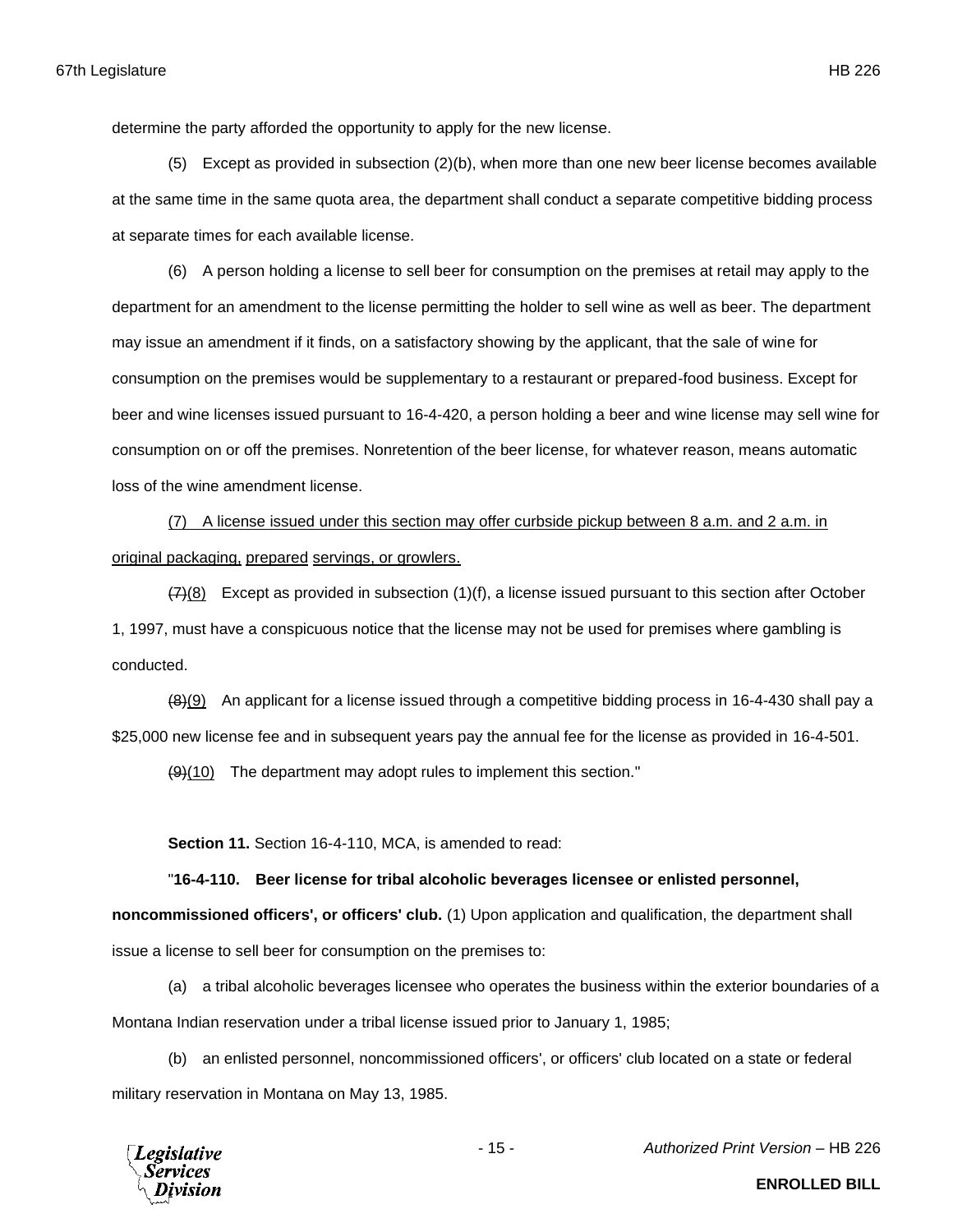determine the party afforded the opportunity to apply for the new license.

(5) Except as provided in subsection (2)(b), when more than one new beer license becomes available at the same time in the same quota area, the department shall conduct a separate competitive bidding process at separate times for each available license.

(6) A person holding a license to sell beer for consumption on the premises at retail may apply to the department for an amendment to the license permitting the holder to sell wine as well as beer. The department may issue an amendment if it finds, on a satisfactory showing by the applicant, that the sale of wine for consumption on the premises would be supplementary to a restaurant or prepared-food business. Except for beer and wine licenses issued pursuant to 16-4-420, a person holding a beer and wine license may sell wine for consumption on or off the premises. Nonretention of the beer license, for whatever reason, means automatic loss of the wine amendment license.

<u>(7) A license issued under this section may offer curbside pickup between 8 a.m. and 2 a.m. in original packaging, prepared servings, or growlers.</u>

~~(7)~~<u>(8)</u> Except as provided in subsection (1)(f), a license issued pursuant to this section after October 1, 1997, must have a conspicuous notice that the license may not be used for premises where gambling is conducted.

~~(8)~~<u>(9)</u> An applicant for a license issued through a competitive bidding process in 16-4-430 shall pay a $25,000 new license fee and in subsequent years pay the annual fee for the license as provided in 16-4-501.

~~(9)~~<u>(10)</u> The department may adopt rules to implement this section."

**Section 11.** Section 16-4-110, MCA, is amended to read:

"**16-4-110. Beer license for tribal alcoholic beverages licensee or enlisted personnel, noncommissioned officers', or officers' club.** (1) Upon application and qualification, the department shall issue a license to sell beer for consumption on the premises to:

(a) a tribal alcoholic beverages licensee who operates the business within the exterior boundaries of a Montana Indian reservation under a tribal license issued prior to January 1, 1985;

(b) an enlisted personnel, noncommissioned officers', or officers' club located on a state or federal military reservation in Montana on May 13, 1985.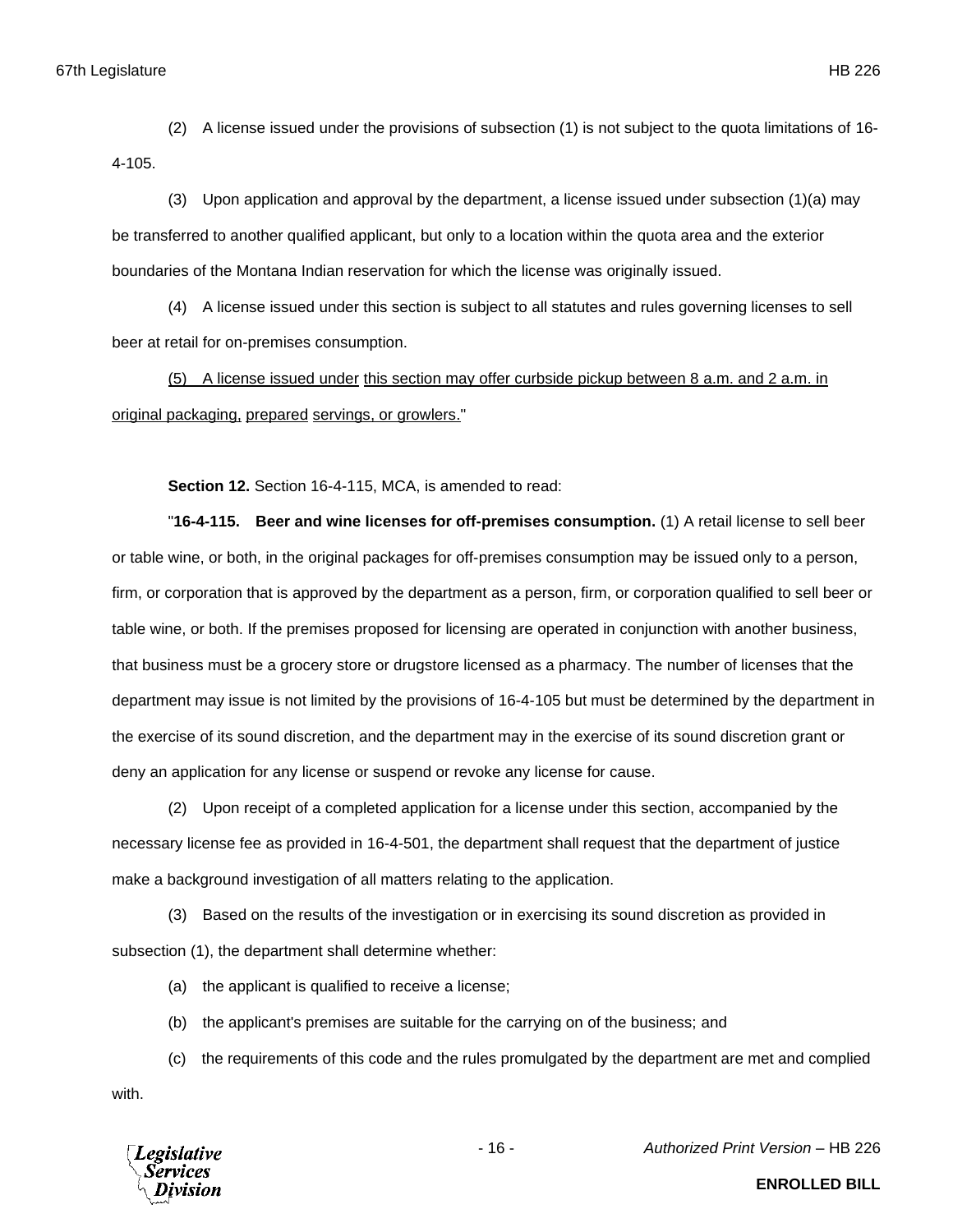(2) A license issued under the provisions of subsection (1) is not subject to the quota limitations of 16-4-105.

(3) Upon application and approval by the department, a license issued under subsection (1)(a) may be transferred to another qualified applicant, but only to a location within the quota area and the exterior boundaries of the Montana Indian reservation for which the license was originally issued.

(4) A license issued under this section is subject to all statutes and rules governing licenses to sell beer at retail for on-premises consumption.

<u>(5) A license issued under this section may offer curbside pickup between 8 a.m. and 2 a.m. in original packaging, prepared servings, or growlers.</u>"

**Section 12.** Section 16-4-115, MCA, is amended to read:

"**16-4-115. Beer and wine licenses for off-premises consumption.** (1) A retail license to sell beer or table wine, or both, in the original packages for off-premises consumption may be issued only to a person, firm, or corporation that is approved by the department as a person, firm, or corporation qualified to sell beer or table wine, or both. If the premises proposed for licensing are operated in conjunction with another business, that business must be a grocery store or drugstore licensed as a pharmacy. The number of licenses that the department may issue is not limited by the provisions of 16-4-105 but must be determined by the department in the exercise of its sound discretion, and the department may in the exercise of its sound discretion grant or deny an application for any license or suspend or revoke any license for cause.

(2) Upon receipt of a completed application for a license under this section, accompanied by the necessary license fee as provided in 16-4-501, the department shall request that the department of justice make a background investigation of all matters relating to the application.

(3) Based on the results of the investigation or in exercising its sound discretion as provided in subsection (1), the department shall determine whether:

(a) the applicant is qualified to receive a license;

(b) the applicant's premises are suitable for the carrying on of the business; and

(c) the requirements of this code and the rules promulgated by the department are met and complied with.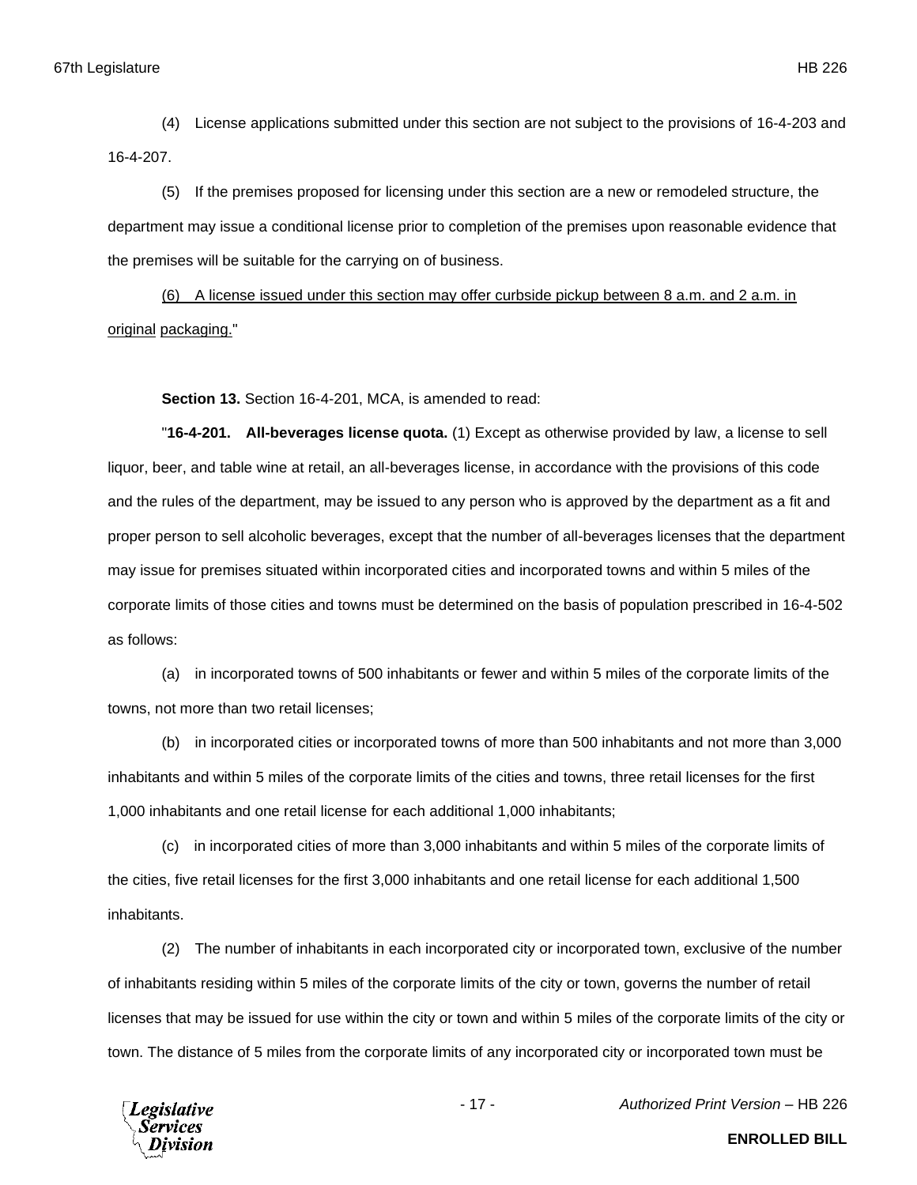(4) License applications submitted under this section are not subject to the provisions of 16-4-203 and 16-4-207.

(5) If the premises proposed for licensing under this section are a new or remodeled structure, the department may issue a conditional license prior to completion of the premises upon reasonable evidence that the premises will be suitable for the carrying on of business.

<u>(6) A license issued under this section may offer curbside pickup between 8 a.m. and 2 a.m. in original packaging.</u>"

**Section 13.** Section 16-4-201, MCA, is amended to read:

"**16-4-201. All-beverages license quota.** (1) Except as otherwise provided by law, a license to sell liquor, beer, and table wine at retail, an all-beverages license, in accordance with the provisions of this code and the rules of the department, may be issued to any person who is approved by the department as a fit and proper person to sell alcoholic beverages, except that the number of all-beverages licenses that the department may issue for premises situated within incorporated cities and incorporated towns and within 5 miles of the corporate limits of those cities and towns must be determined on the basis of population prescribed in 16-4-502 as follows:

(a) in incorporated towns of 500 inhabitants or fewer and within 5 miles of the corporate limits of the towns, not more than two retail licenses;

(b) in incorporated cities or incorporated towns of more than 500 inhabitants and not more than 3,000 inhabitants and within 5 miles of the corporate limits of the cities and towns, three retail licenses for the first 1,000 inhabitants and one retail license for each additional 1,000 inhabitants;

(c) in incorporated cities of more than 3,000 inhabitants and within 5 miles of the corporate limits of the cities, five retail licenses for the first 3,000 inhabitants and one retail license for each additional 1,500 inhabitants.

(2) The number of inhabitants in each incorporated city or incorporated town, exclusive of the number of inhabitants residing within 5 miles of the corporate limits of the city or town, governs the number of retail licenses that may be issued for use within the city or town and within 5 miles of the corporate limits of the city or town. The distance of 5 miles from the corporate limits of any incorporated city or incorporated town must be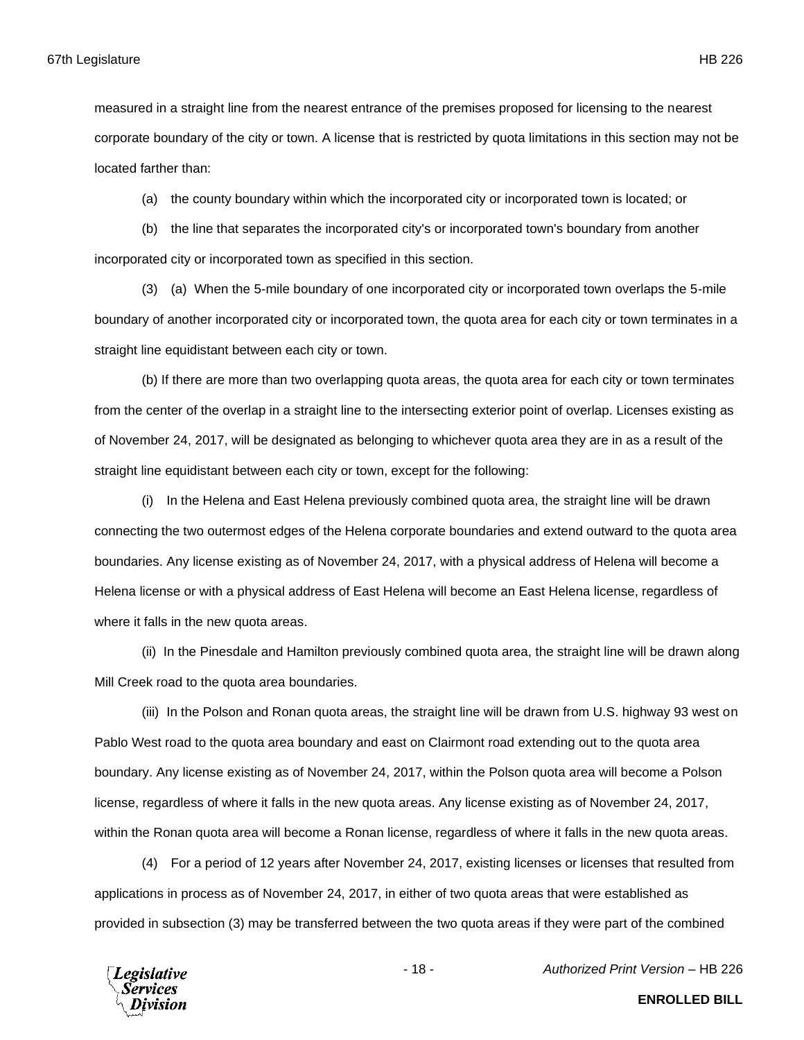measured in a straight line from the nearest entrance of the premises proposed for licensing to the nearest corporate boundary of the city or town. A license that is restricted by quota limitations in this section may not be located farther than:

(a) the county boundary within which the incorporated city or incorporated town is located; or

(b) the line that separates the incorporated city's or incorporated town's boundary from another incorporated city or incorporated town as specified in this section.

(3) (a) When the 5-mile boundary of one incorporated city or incorporated town overlaps the 5-mile boundary of another incorporated city or incorporated town, the quota area for each city or town terminates in a straight line equidistant between each city or town.

(b) If there are more than two overlapping quota areas, the quota area for each city or town terminates from the center of the overlap in a straight line to the intersecting exterior point of overlap. Licenses existing as of November 24, 2017, will be designated as belonging to whichever quota area they are in as a result of the straight line equidistant between each city or town, except for the following:

(i) In the Helena and East Helena previously combined quota area, the straight line will be drawn connecting the two outermost edges of the Helena corporate boundaries and extend outward to the quota area boundaries. Any license existing as of November 24, 2017, with a physical address of Helena will become a Helena license or with a physical address of East Helena will become an East Helena license, regardless of where it falls in the new quota areas.

(ii) In the Pinesdale and Hamilton previously combined quota area, the straight line will be drawn along Mill Creek road to the quota area boundaries.

(iii) In the Polson and Ronan quota areas, the straight line will be drawn from U.S. highway 93 west on Pablo West road to the quota area boundary and east on Clairmont road extending out to the quota area boundary. Any license existing as of November 24, 2017, within the Polson quota area will become a Polson license, regardless of where it falls in the new quota areas. Any license existing as of November 24, 2017, within the Ronan quota area will become a Ronan license, regardless of where it falls in the new quota areas.

(4) For a period of 12 years after November 24, 2017, existing licenses or licenses that resulted from applications in process as of November 24, 2017, in either of two quota areas that were established as provided in subsection (3) may be transferred between the two quota areas if they were part of the combined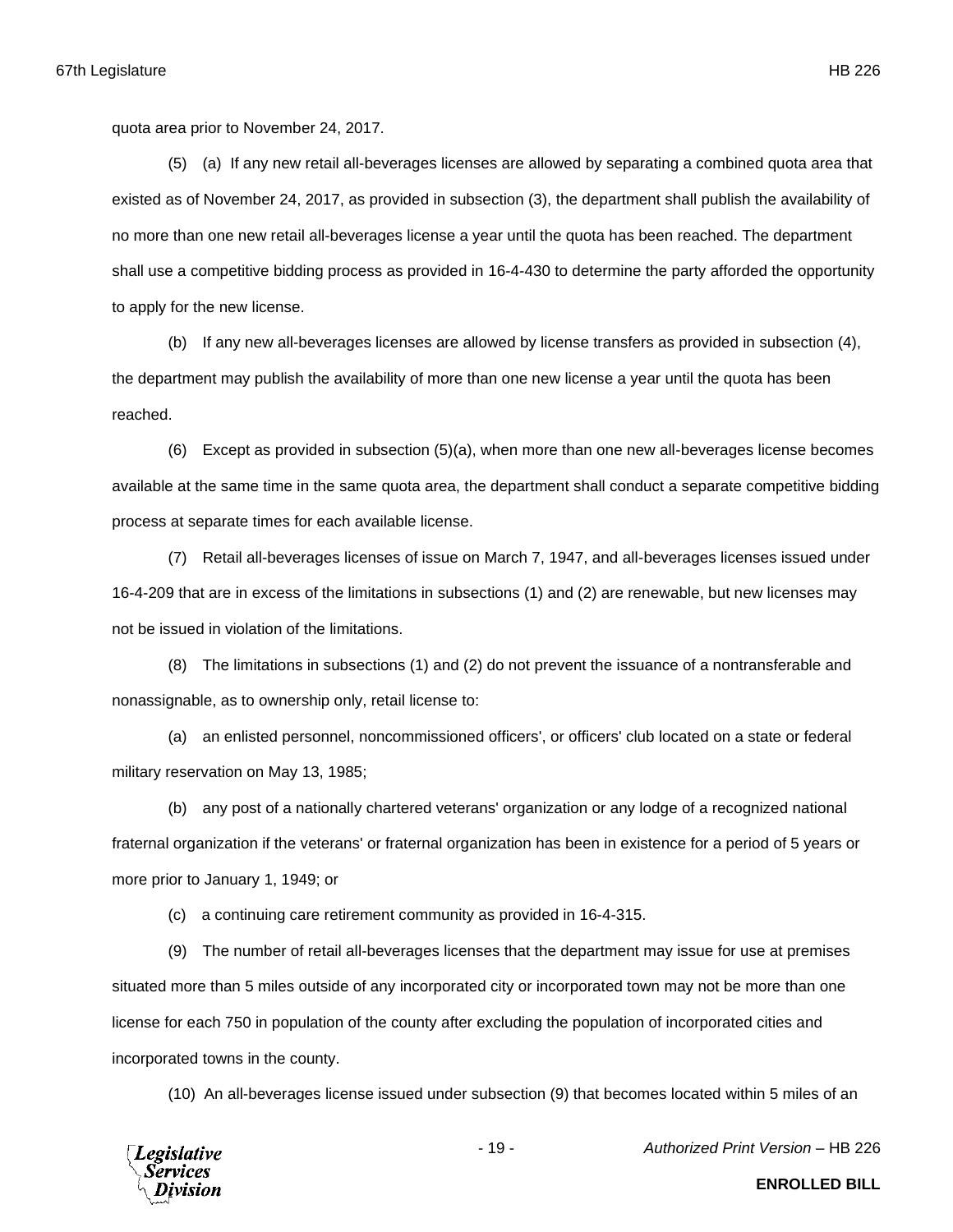quota area prior to November 24, 2017.

(5) (a) If any new retail all-beverages licenses are allowed by separating a combined quota area that existed as of November 24, 2017, as provided in subsection (3), the department shall publish the availability of no more than one new retail all-beverages license a year until the quota has been reached. The department shall use a competitive bidding process as provided in 16-4-430 to determine the party afforded the opportunity to apply for the new license.

(b) If any new all-beverages licenses are allowed by license transfers as provided in subsection (4), the department may publish the availability of more than one new license a year until the quota has been reached.

(6) Except as provided in subsection (5)(a), when more than one new all-beverages license becomes available at the same time in the same quota area, the department shall conduct a separate competitive bidding process at separate times for each available license.

(7) Retail all-beverages licenses of issue on March 7, 1947, and all-beverages licenses issued under 16-4-209 that are in excess of the limitations in subsections (1) and (2) are renewable, but new licenses may not be issued in violation of the limitations.

(8) The limitations in subsections (1) and (2) do not prevent the issuance of a nontransferable and nonassignable, as to ownership only, retail license to:

(a) an enlisted personnel, noncommissioned officers', or officers' club located on a state or federal military reservation on May 13, 1985;

(b) any post of a nationally chartered veterans' organization or any lodge of a recognized national fraternal organization if the veterans' or fraternal organization has been in existence for a period of 5 years or more prior to January 1, 1949; or

(c) a continuing care retirement community as provided in 16-4-315.

(9) The number of retail all-beverages licenses that the department may issue for use at premises situated more than 5 miles outside of any incorporated city or incorporated town may not be more than one license for each 750 in population of the county after excluding the population of incorporated cities and incorporated towns in the county.

(10) An all-beverages license issued under subsection (9) that becomes located within 5 miles of an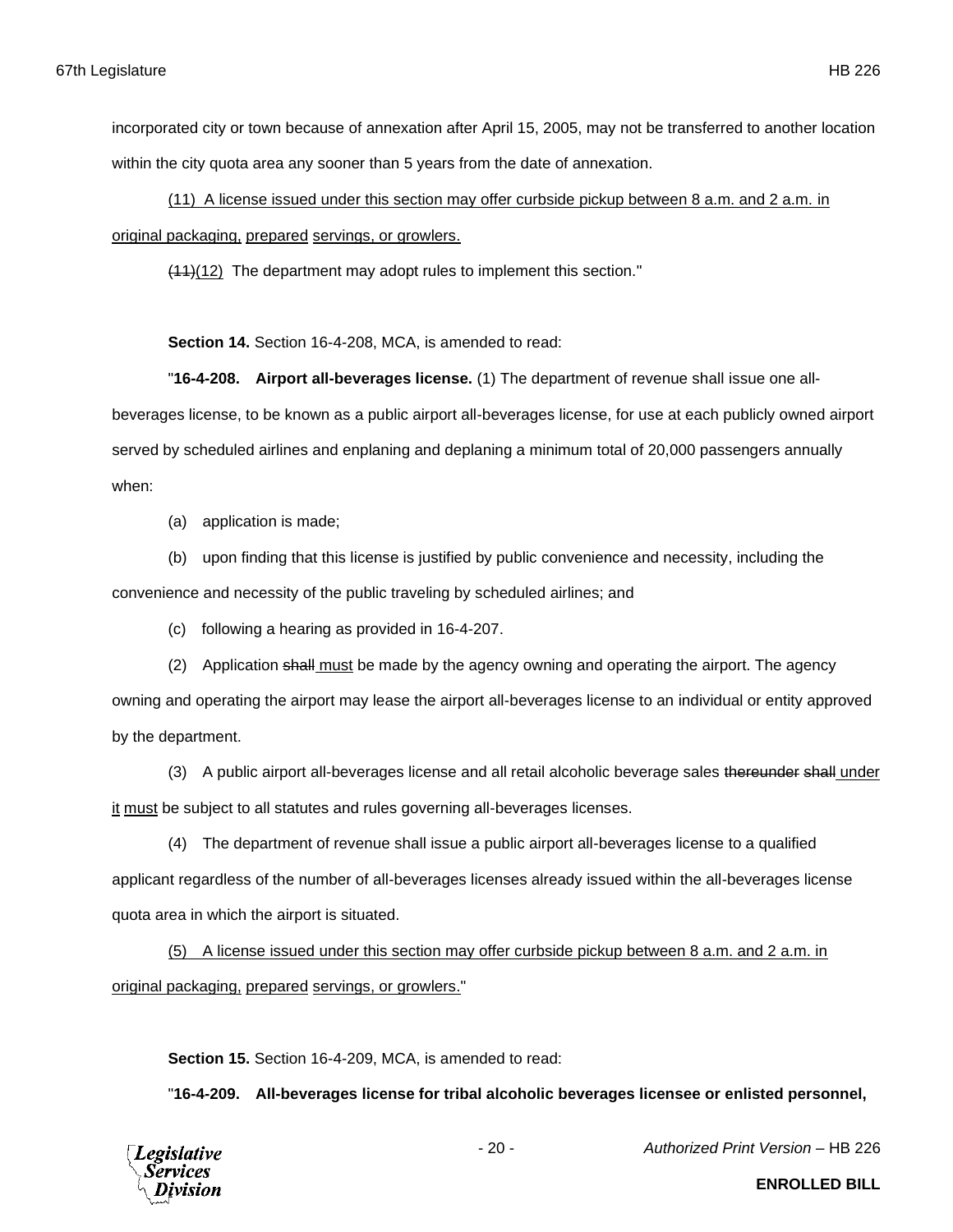incorporated city or town because of annexation after April 15, 2005, may not be transferred to another location within the city quota area any sooner than 5 years from the date of annexation.

<u>(11) A license issued under this section may offer curbside pickup between 8 a.m. and 2 a.m. in original packaging, prepared servings, or growlers.</u>

~~(11)~~<u>(12)</u> The department may adopt rules to implement this section."

**Section 14.** Section 16-4-208, MCA, is amended to read:

"**16-4-208. Airport all-beverages license.** (1) The department of revenue shall issue one all-beverages license, to be known as a public airport all-beverages license, for use at each publicly owned airport served by scheduled airlines and enplaning and deplaning a minimum total of 20,000 passengers annually when:

(a) application is made;

(b) upon finding that this license is justified by public convenience and necessity, including the convenience and necessity of the public traveling by scheduled airlines; and

(c) following a hearing as provided in 16-4-207.

(2) Application ~~shall~~ <u>must</u> be made by the agency owning and operating the airport. The agency owning and operating the airport may lease the airport all-beverages license to an individual or entity approved by the department.

(3) A public airport all-beverages license and all retail alcoholic beverage sales ~~thereunder~~ ~~shall~~ <u>under it</u> <u>must</u> be subject to all statutes and rules governing all-beverages licenses.

(4) The department of revenue shall issue a public airport all-beverages license to a qualified applicant regardless of the number of all-beverages licenses already issued within the all-beverages license quota area in which the airport is situated.

<u>(5) A license issued under this section may offer curbside pickup between 8 a.m. and 2 a.m. in original packaging, prepared servings, or growlers.</u>"

**Section 15.** Section 16-4-209, MCA, is amended to read:

"**16-4-209. All-beverages license for tribal alcoholic beverages licensee or enlisted personnel,**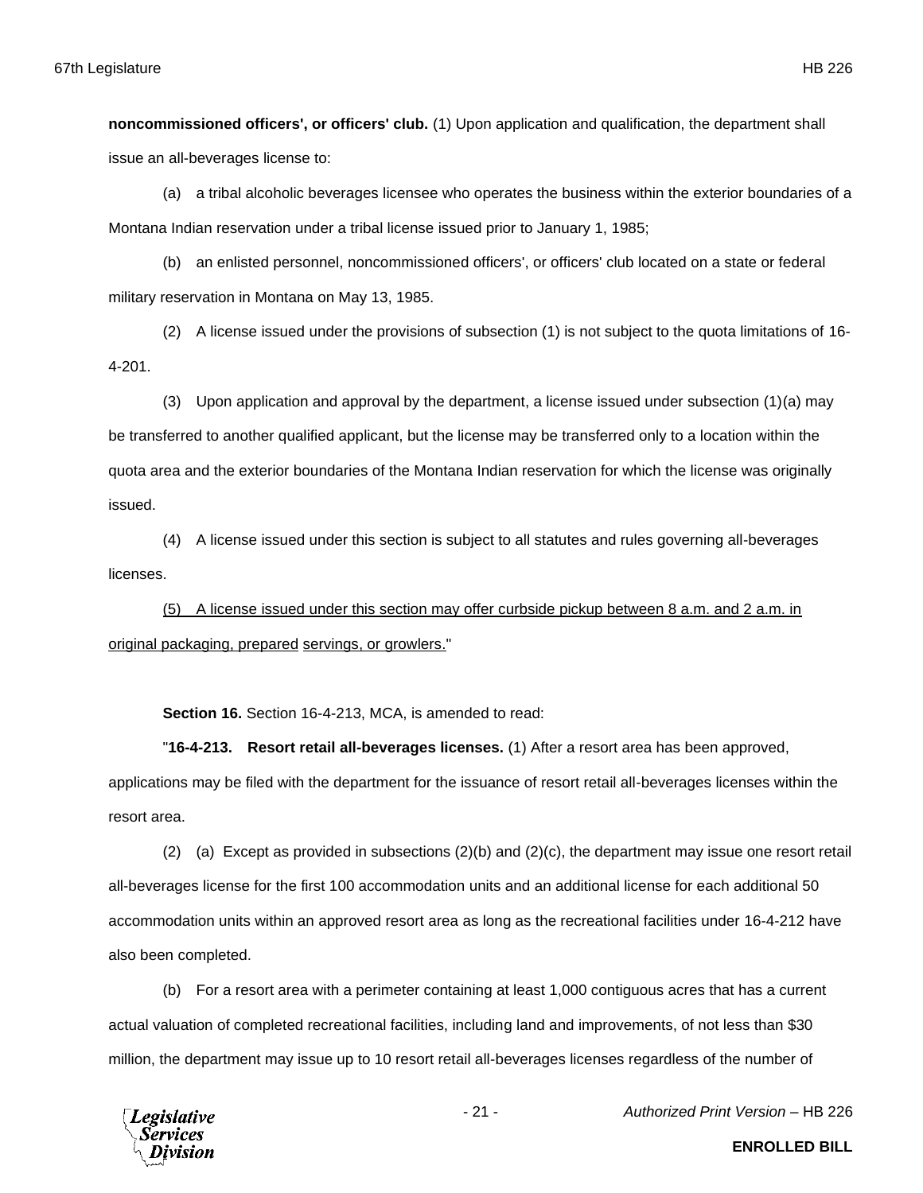**noncommissioned officers', or officers' club.** (1) Upon application and qualification, the department shall issue an all-beverages license to:

(a) a tribal alcoholic beverages licensee who operates the business within the exterior boundaries of a Montana Indian reservation under a tribal license issued prior to January 1, 1985;

(b) an enlisted personnel, noncommissioned officers', or officers' club located on a state or federal military reservation in Montana on May 13, 1985.

(2) A license issued under the provisions of subsection (1) is not subject to the quota limitations of 16-4-201.

(3) Upon application and approval by the department, a license issued under subsection (1)(a) may be transferred to another qualified applicant, but the license may be transferred only to a location within the quota area and the exterior boundaries of the Montana Indian reservation for which the license was originally issued.

(4) A license issued under this section is subject to all statutes and rules governing all-beverages licenses.

<u>(5) A license issued under this section may offer curbside pickup between 8 a.m. and 2 a.m. in original packaging, prepared servings, or growlers.</u>"

**Section 16.** Section 16-4-213, MCA, is amended to read:

"**16-4-213. Resort retail all-beverages licenses.** (1) After a resort area has been approved, applications may be filed with the department for the issuance of resort retail all-beverages licenses within the resort area.

(2) (a) Except as provided in subsections (2)(b) and (2)(c), the department may issue one resort retail all-beverages license for the first 100 accommodation units and an additional license for each additional 50 accommodation units within an approved resort area as long as the recreational facilities under 16-4-212 have also been completed.

(b) For a resort area with a perimeter containing at least 1,000 contiguous acres that has a current actual valuation of completed recreational facilities, including land and improvements, of not less than $30 million, the department may issue up to 10 resort retail all-beverages licenses regardless of the number of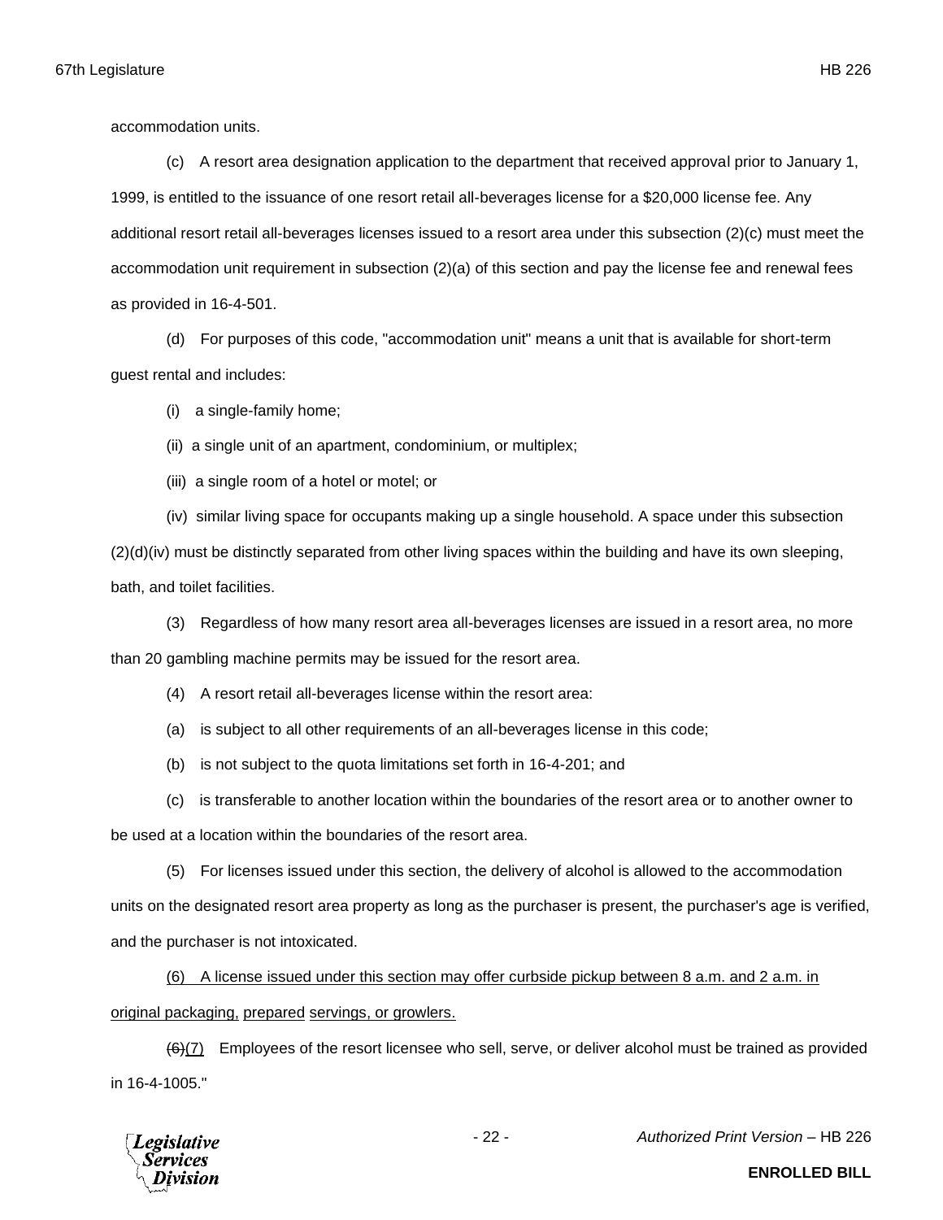accommodation units.

(c) A resort area designation application to the department that received approval prior to January 1, 1999, is entitled to the issuance of one resort retail all-beverages license for a $20,000 license fee. Any additional resort retail all-beverages licenses issued to a resort area under this subsection (2)(c) must meet the accommodation unit requirement in subsection (2)(a) of this section and pay the license fee and renewal fees as provided in 16-4-501.

(d) For purposes of this code, "accommodation unit" means a unit that is available for short-term guest rental and includes:

(i) a single-family home;

(ii) a single unit of an apartment, condominium, or multiplex;

(iii) a single room of a hotel or motel; or

(iv) similar living space for occupants making up a single household. A space under this subsection (2)(d)(iv) must be distinctly separated from other living spaces within the building and have its own sleeping, bath, and toilet facilities.

(3) Regardless of how many resort area all-beverages licenses are issued in a resort area, no more than 20 gambling machine permits may be issued for the resort area.

(4) A resort retail all-beverages license within the resort area:

(a) is subject to all other requirements of an all-beverages license in this code;

(b) is not subject to the quota limitations set forth in 16-4-201; and

(c) is transferable to another location within the boundaries of the resort area or to another owner to be used at a location within the boundaries of the resort area.

(5) For licenses issued under this section, the delivery of alcohol is allowed to the accommodation units on the designated resort area property as long as the purchaser is present, the purchaser's age is verified, and the purchaser is not intoxicated.

<u>(6) A license issued under this section may offer curbside pickup between 8 a.m. and 2 a.m. in original packaging, prepared servings, or growlers.</u>

~~(6)~~<u>(7)</u> Employees of the resort licensee who sell, serve, or deliver alcohol must be trained as provided in 16-4-1005."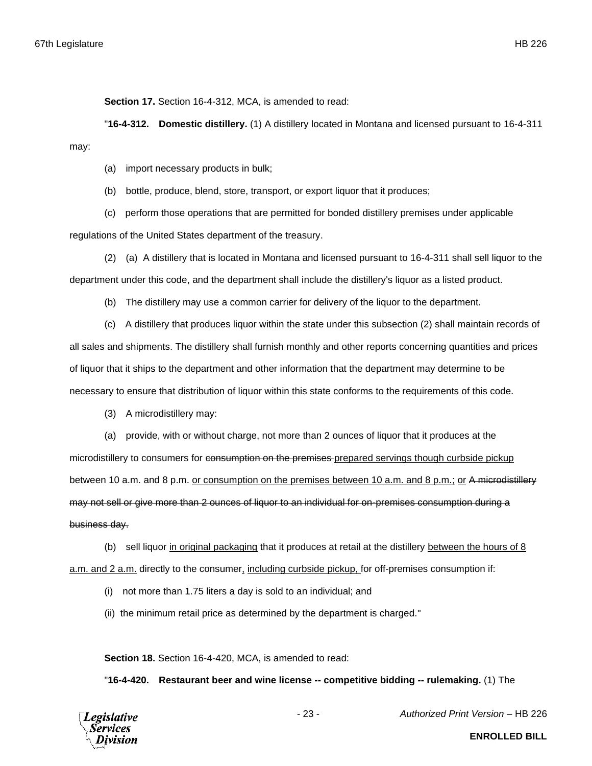**Section 17.** Section 16-4-312, MCA, is amended to read:

"**16-4-312. Domestic distillery.** (1) A distillery located in Montana and licensed pursuant to 16-4-311 may:

(a) import necessary products in bulk;

(b) bottle, produce, blend, store, transport, or export liquor that it produces;

(c) perform those operations that are permitted for bonded distillery premises under applicable regulations of the United States department of the treasury.

(2) (a) A distillery that is located in Montana and licensed pursuant to 16-4-311 shall sell liquor to the department under this code, and the department shall include the distillery's liquor as a listed product.

(b) The distillery may use a common carrier for delivery of the liquor to the department.

(c) A distillery that produces liquor within the state under this subsection (2) shall maintain records of all sales and shipments. The distillery shall furnish monthly and other reports concerning quantities and prices of liquor that it ships to the department and other information that the department may determine to be necessary to ensure that distribution of liquor within this state conforms to the requirements of this code.

(3) A microdistillery may:

(a) provide, with or without charge, not more than 2 ounces of liquor that it produces at the microdistillery to consumers for ~~consumption on the premises~~ <u>prepared servings though curbside pickup</u> between 10 a.m. and 8 p.m. <u>or consumption on the premises between 10 a.m. and 8 p.m.;</u> <u>or</u> ~~A microdistillery may not sell or give more than 2 ounces of liquor to an individual for on-premises consumption during a business day.~~

(b) sell liquor <u>in original packaging</u> that it produces at retail at the distillery <u>between the hours of 8 a.m. and 2 a.m.</u> directly to the consumer<u>, including curbside pickup,</u> for off-premises consumption if:

(i) not more than 1.75 liters a day is sold to an individual; and

(ii) the minimum retail price as determined by the department is charged."

**Section 18.** Section 16-4-420, MCA, is amended to read:

"**16-4-420. Restaurant beer and wine license -- competitive bidding -- rulemaking.** (1) The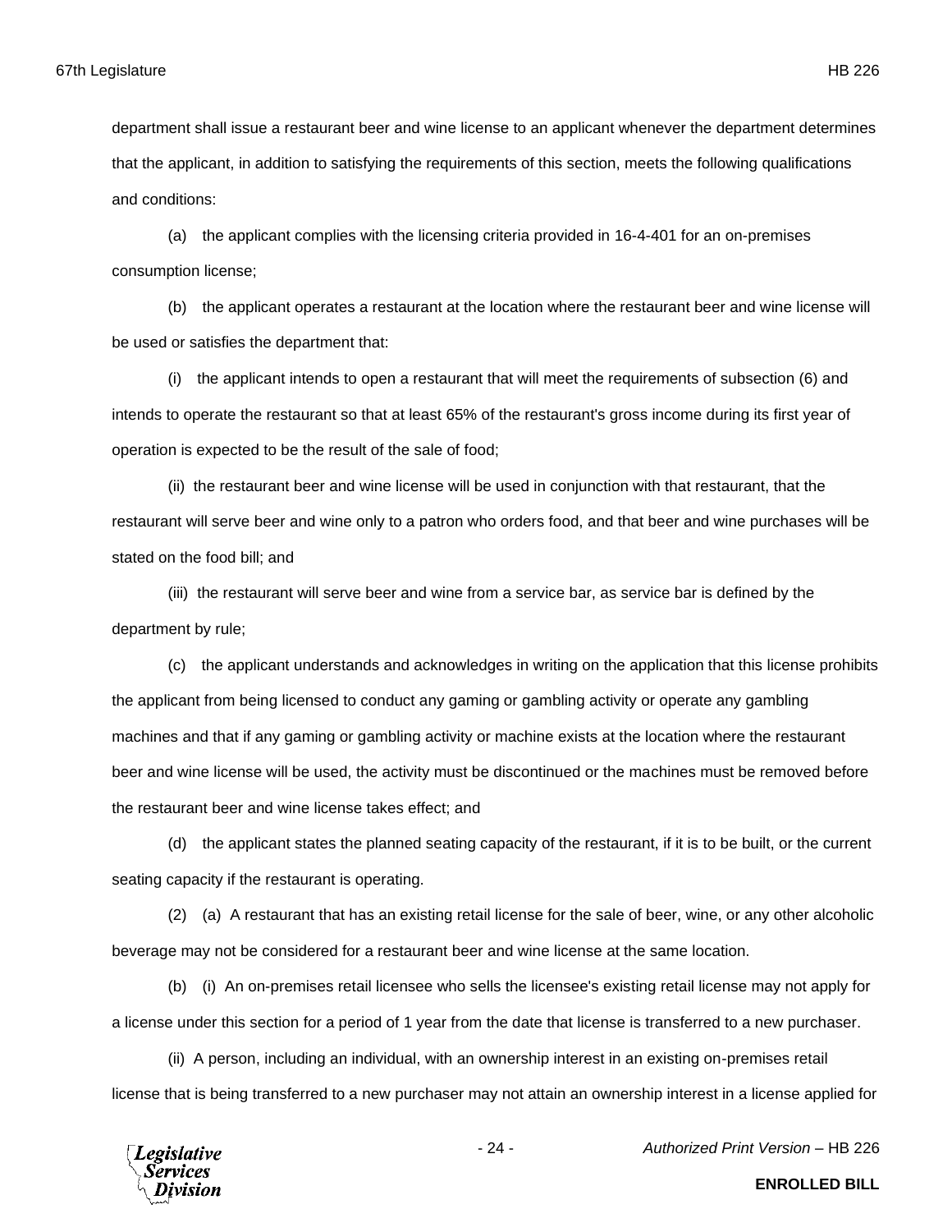department shall issue a restaurant beer and wine license to an applicant whenever the department determines that the applicant, in addition to satisfying the requirements of this section, meets the following qualifications and conditions:

(a) the applicant complies with the licensing criteria provided in 16-4-401 for an on-premises consumption license;

(b) the applicant operates a restaurant at the location where the restaurant beer and wine license will be used or satisfies the department that:

(i) the applicant intends to open a restaurant that will meet the requirements of subsection (6) and intends to operate the restaurant so that at least 65% of the restaurant's gross income during its first year of operation is expected to be the result of the sale of food;

(ii) the restaurant beer and wine license will be used in conjunction with that restaurant, that the restaurant will serve beer and wine only to a patron who orders food, and that beer and wine purchases will be stated on the food bill; and

(iii) the restaurant will serve beer and wine from a service bar, as service bar is defined by the department by rule;

(c) the applicant understands and acknowledges in writing on the application that this license prohibits the applicant from being licensed to conduct any gaming or gambling activity or operate any gambling machines and that if any gaming or gambling activity or machine exists at the location where the restaurant beer and wine license will be used, the activity must be discontinued or the machines must be removed before the restaurant beer and wine license takes effect; and

(d) the applicant states the planned seating capacity of the restaurant, if it is to be built, or the current seating capacity if the restaurant is operating.

(2) (a) A restaurant that has an existing retail license for the sale of beer, wine, or any other alcoholic beverage may not be considered for a restaurant beer and wine license at the same location.

(b) (i) An on-premises retail licensee who sells the licensee's existing retail license may not apply for a license under this section for a period of 1 year from the date that license is transferred to a new purchaser.

(ii) A person, including an individual, with an ownership interest in an existing on-premises retail license that is being transferred to a new purchaser may not attain an ownership interest in a license applied for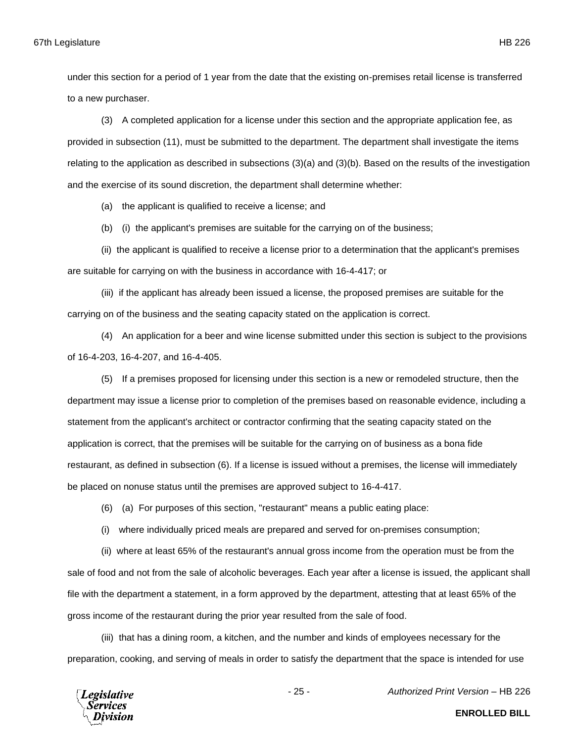under this section for a period of 1 year from the date that the existing on-premises retail license is transferred to a new purchaser.

(3) A completed application for a license under this section and the appropriate application fee, as provided in subsection (11), must be submitted to the department. The department shall investigate the items relating to the application as described in subsections (3)(a) and (3)(b). Based on the results of the investigation and the exercise of its sound discretion, the department shall determine whether:

(a) the applicant is qualified to receive a license; and

(b) (i) the applicant's premises are suitable for the carrying on of the business;

(ii) the applicant is qualified to receive a license prior to a determination that the applicant's premises are suitable for carrying on with the business in accordance with 16-4-417; or

(iii) if the applicant has already been issued a license, the proposed premises are suitable for the carrying on of the business and the seating capacity stated on the application is correct.

(4) An application for a beer and wine license submitted under this section is subject to the provisions of 16-4-203, 16-4-207, and 16-4-405.

(5) If a premises proposed for licensing under this section is a new or remodeled structure, then the department may issue a license prior to completion of the premises based on reasonable evidence, including a statement from the applicant's architect or contractor confirming that the seating capacity stated on the application is correct, that the premises will be suitable for the carrying on of business as a bona fide restaurant, as defined in subsection (6). If a license is issued without a premises, the license will immediately be placed on nonuse status until the premises are approved subject to 16-4-417.

(6) (a) For purposes of this section, "restaurant" means a public eating place:

(i) where individually priced meals are prepared and served for on-premises consumption;

(ii) where at least 65% of the restaurant's annual gross income from the operation must be from the sale of food and not from the sale of alcoholic beverages. Each year after a license is issued, the applicant shall file with the department a statement, in a form approved by the department, attesting that at least 65% of the gross income of the restaurant during the prior year resulted from the sale of food.

(iii) that has a dining room, a kitchen, and the number and kinds of employees necessary for the preparation, cooking, and serving of meals in order to satisfy the department that the space is intended for use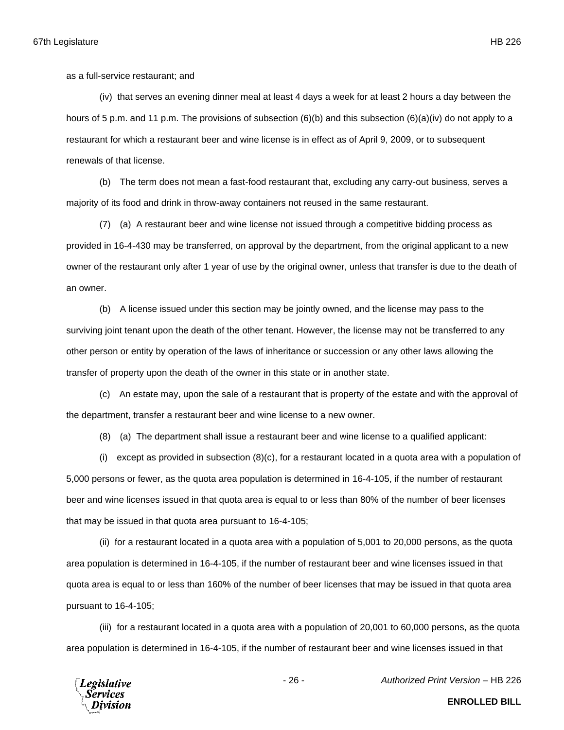as a full-service restaurant; and

(iv) that serves an evening dinner meal at least 4 days a week for at least 2 hours a day between the hours of 5 p.m. and 11 p.m. The provisions of subsection (6)(b) and this subsection (6)(a)(iv) do not apply to a restaurant for which a restaurant beer and wine license is in effect as of April 9, 2009, or to subsequent renewals of that license.

(b) The term does not mean a fast-food restaurant that, excluding any carry-out business, serves a majority of its food and drink in throw-away containers not reused in the same restaurant.

(7) (a) A restaurant beer and wine license not issued through a competitive bidding process as provided in 16-4-430 may be transferred, on approval by the department, from the original applicant to a new owner of the restaurant only after 1 year of use by the original owner, unless that transfer is due to the death of an owner.

(b) A license issued under this section may be jointly owned, and the license may pass to the surviving joint tenant upon the death of the other tenant. However, the license may not be transferred to any other person or entity by operation of the laws of inheritance or succession or any other laws allowing the transfer of property upon the death of the owner in this state or in another state.

(c) An estate may, upon the sale of a restaurant that is property of the estate and with the approval of the department, transfer a restaurant beer and wine license to a new owner.

(8) (a) The department shall issue a restaurant beer and wine license to a qualified applicant:

(i) except as provided in subsection (8)(c), for a restaurant located in a quota area with a population of 5,000 persons or fewer, as the quota area population is determined in 16-4-105, if the number of restaurant beer and wine licenses issued in that quota area is equal to or less than 80% of the number of beer licenses that may be issued in that quota area pursuant to 16-4-105;

(ii) for a restaurant located in a quota area with a population of 5,001 to 20,000 persons, as the quota area population is determined in 16-4-105, if the number of restaurant beer and wine licenses issued in that quota area is equal to or less than 160% of the number of beer licenses that may be issued in that quota area pursuant to 16-4-105;

(iii) for a restaurant located in a quota area with a population of 20,001 to 60,000 persons, as the quota area population is determined in 16-4-105, if the number of restaurant beer and wine licenses issued in that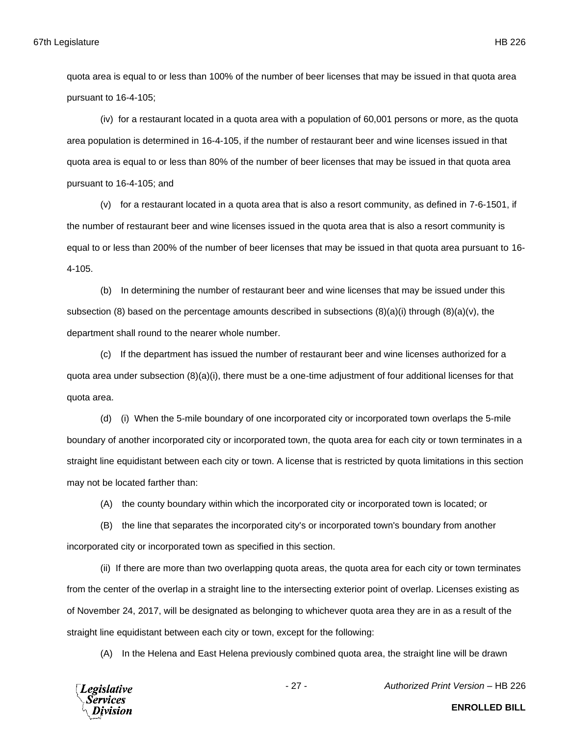quota area is equal to or less than 100% of the number of beer licenses that may be issued in that quota area pursuant to 16-4-105;

(iv) for a restaurant located in a quota area with a population of 60,001 persons or more, as the quota area population is determined in 16-4-105, if the number of restaurant beer and wine licenses issued in that quota area is equal to or less than 80% of the number of beer licenses that may be issued in that quota area pursuant to 16-4-105; and

(v) for a restaurant located in a quota area that is also a resort community, as defined in 7-6-1501, if the number of restaurant beer and wine licenses issued in the quota area that is also a resort community is equal to or less than 200% of the number of beer licenses that may be issued in that quota area pursuant to 16-4-105.

(b) In determining the number of restaurant beer and wine licenses that may be issued under this subsection (8) based on the percentage amounts described in subsections (8)(a)(i) through (8)(a)(v), the department shall round to the nearer whole number.

(c) If the department has issued the number of restaurant beer and wine licenses authorized for a quota area under subsection (8)(a)(i), there must be a one-time adjustment of four additional licenses for that quota area.

(d) (i) When the 5-mile boundary of one incorporated city or incorporated town overlaps the 5-mile boundary of another incorporated city or incorporated town, the quota area for each city or town terminates in a straight line equidistant between each city or town. A license that is restricted by quota limitations in this section may not be located farther than:

(A) the county boundary within which the incorporated city or incorporated town is located; or

(B) the line that separates the incorporated city's or incorporated town's boundary from another incorporated city or incorporated town as specified in this section.

(ii) If there are more than two overlapping quota areas, the quota area for each city or town terminates from the center of the overlap in a straight line to the intersecting exterior point of overlap. Licenses existing as of November 24, 2017, will be designated as belonging to whichever quota area they are in as a result of the straight line equidistant between each city or town, except for the following:

(A) In the Helena and East Helena previously combined quota area, the straight line will be drawn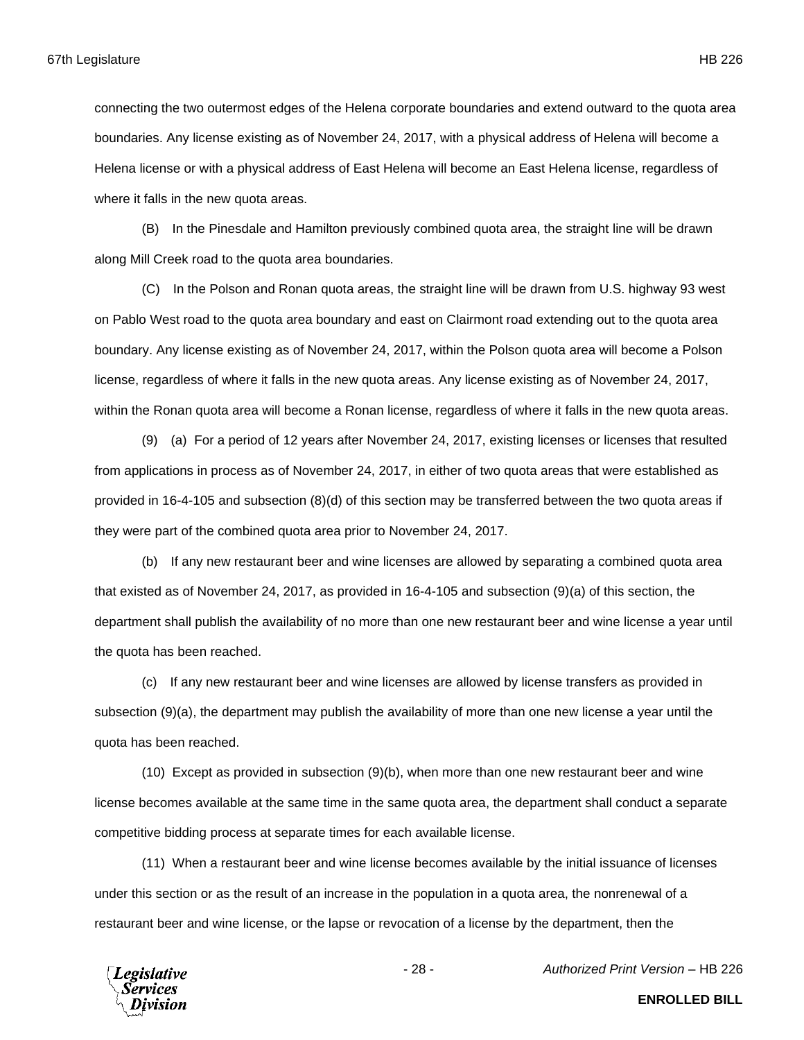connecting the two outermost edges of the Helena corporate boundaries and extend outward to the quota area boundaries. Any license existing as of November 24, 2017, with a physical address of Helena will become a Helena license or with a physical address of East Helena will become an East Helena license, regardless of where it falls in the new quota areas.

(B) In the Pinesdale and Hamilton previously combined quota area, the straight line will be drawn along Mill Creek road to the quota area boundaries.

(C) In the Polson and Ronan quota areas, the straight line will be drawn from U.S. highway 93 west on Pablo West road to the quota area boundary and east on Clairmont road extending out to the quota area boundary. Any license existing as of November 24, 2017, within the Polson quota area will become a Polson license, regardless of where it falls in the new quota areas. Any license existing as of November 24, 2017, within the Ronan quota area will become a Ronan license, regardless of where it falls in the new quota areas.

(9) (a) For a period of 12 years after November 24, 2017, existing licenses or licenses that resulted from applications in process as of November 24, 2017, in either of two quota areas that were established as provided in 16-4-105 and subsection (8)(d) of this section may be transferred between the two quota areas if they were part of the combined quota area prior to November 24, 2017.

(b) If any new restaurant beer and wine licenses are allowed by separating a combined quota area that existed as of November 24, 2017, as provided in 16-4-105 and subsection (9)(a) of this section, the department shall publish the availability of no more than one new restaurant beer and wine license a year until the quota has been reached.

(c) If any new restaurant beer and wine licenses are allowed by license transfers as provided in subsection (9)(a), the department may publish the availability of more than one new license a year until the quota has been reached.

(10) Except as provided in subsection (9)(b), when more than one new restaurant beer and wine license becomes available at the same time in the same quota area, the department shall conduct a separate competitive bidding process at separate times for each available license.

(11) When a restaurant beer and wine license becomes available by the initial issuance of licenses under this section or as the result of an increase in the population in a quota area, the nonrenewal of a restaurant beer and wine license, or the lapse or revocation of a license by the department, then the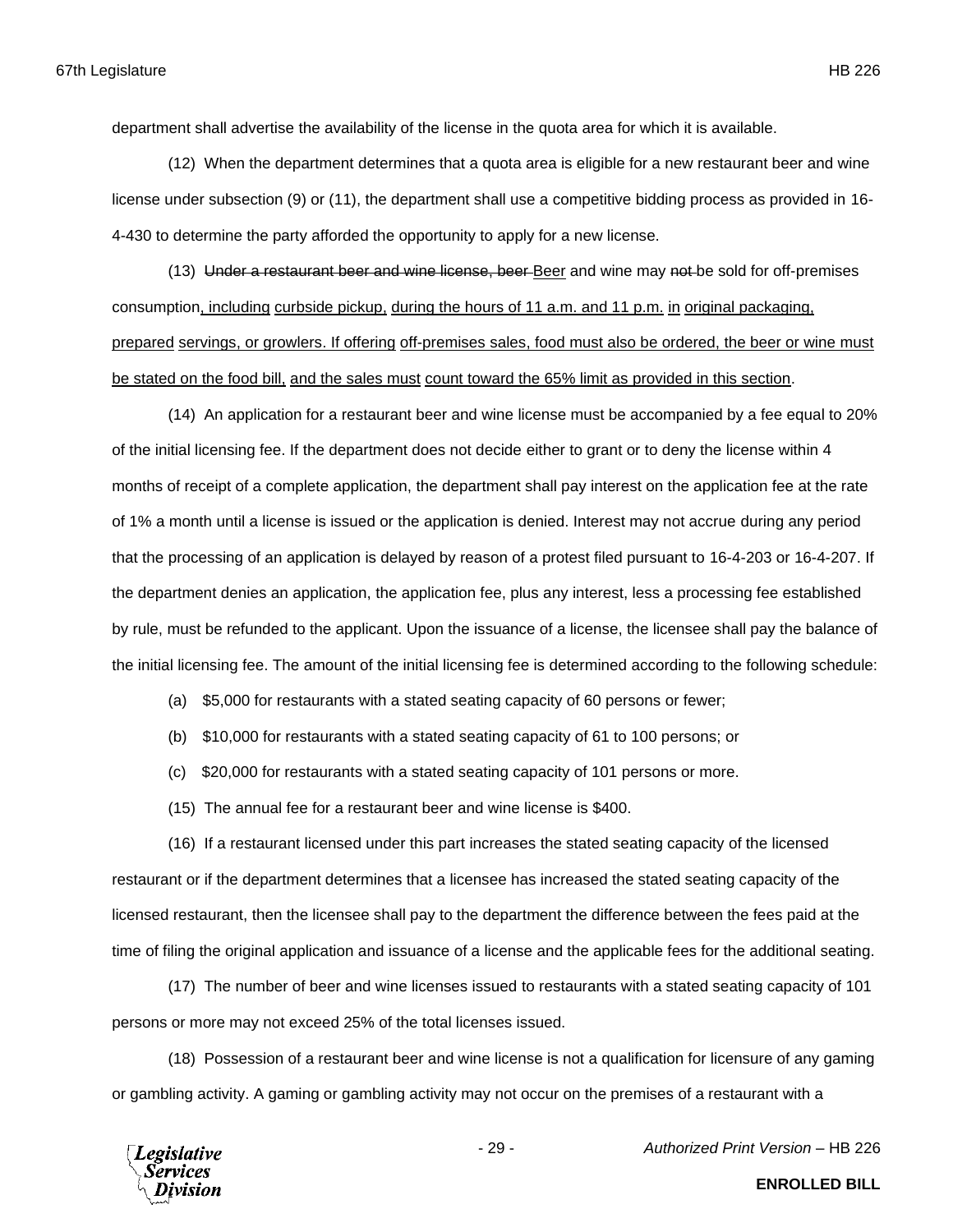department shall advertise the availability of the license in the quota area for which it is available.

(12) When the department determines that a quota area is eligible for a new restaurant beer and wine license under subsection (9) or (11), the department shall use a competitive bidding process as provided in 16-4-430 to determine the party afforded the opportunity to apply for a new license.

(13) ~~Under a restaurant beer and wine license, beer~~ Beer and wine may ~~not~~ be sold for off-premises consumption, including curbside pickup, during the hours of 11 a.m. and 11 p.m. in original packaging, prepared servings, or growlers. If offering off-premises sales, food must also be ordered, the beer or wine must be stated on the food bill, and the sales must count toward the 65% limit as provided in this section.

(14) An application for a restaurant beer and wine license must be accompanied by a fee equal to 20% of the initial licensing fee. If the department does not decide either to grant or to deny the license within 4 months of receipt of a complete application, the department shall pay interest on the application fee at the rate of 1% a month until a license is issued or the application is denied. Interest may not accrue during any period that the processing of an application is delayed by reason of a protest filed pursuant to 16-4-203 or 16-4-207. If the department denies an application, the application fee, plus any interest, less a processing fee established by rule, must be refunded to the applicant. Upon the issuance of a license, the licensee shall pay the balance of the initial licensing fee. The amount of the initial licensing fee is determined according to the following schedule:

(a) $5,000 for restaurants with a stated seating capacity of 60 persons or fewer;

(b) $10,000 for restaurants with a stated seating capacity of 61 to 100 persons; or

(c) $20,000 for restaurants with a stated seating capacity of 101 persons or more.

(15) The annual fee for a restaurant beer and wine license is $400.

(16) If a restaurant licensed under this part increases the stated seating capacity of the licensed restaurant or if the department determines that a licensee has increased the stated seating capacity of the licensed restaurant, then the licensee shall pay to the department the difference between the fees paid at the time of filing the original application and issuance of a license and the applicable fees for the additional seating.

(17) The number of beer and wine licenses issued to restaurants with a stated seating capacity of 101 persons or more may not exceed 25% of the total licenses issued.

(18) Possession of a restaurant beer and wine license is not a qualification for licensure of any gaming or gambling activity. A gaming or gambling activity may not occur on the premises of a restaurant with a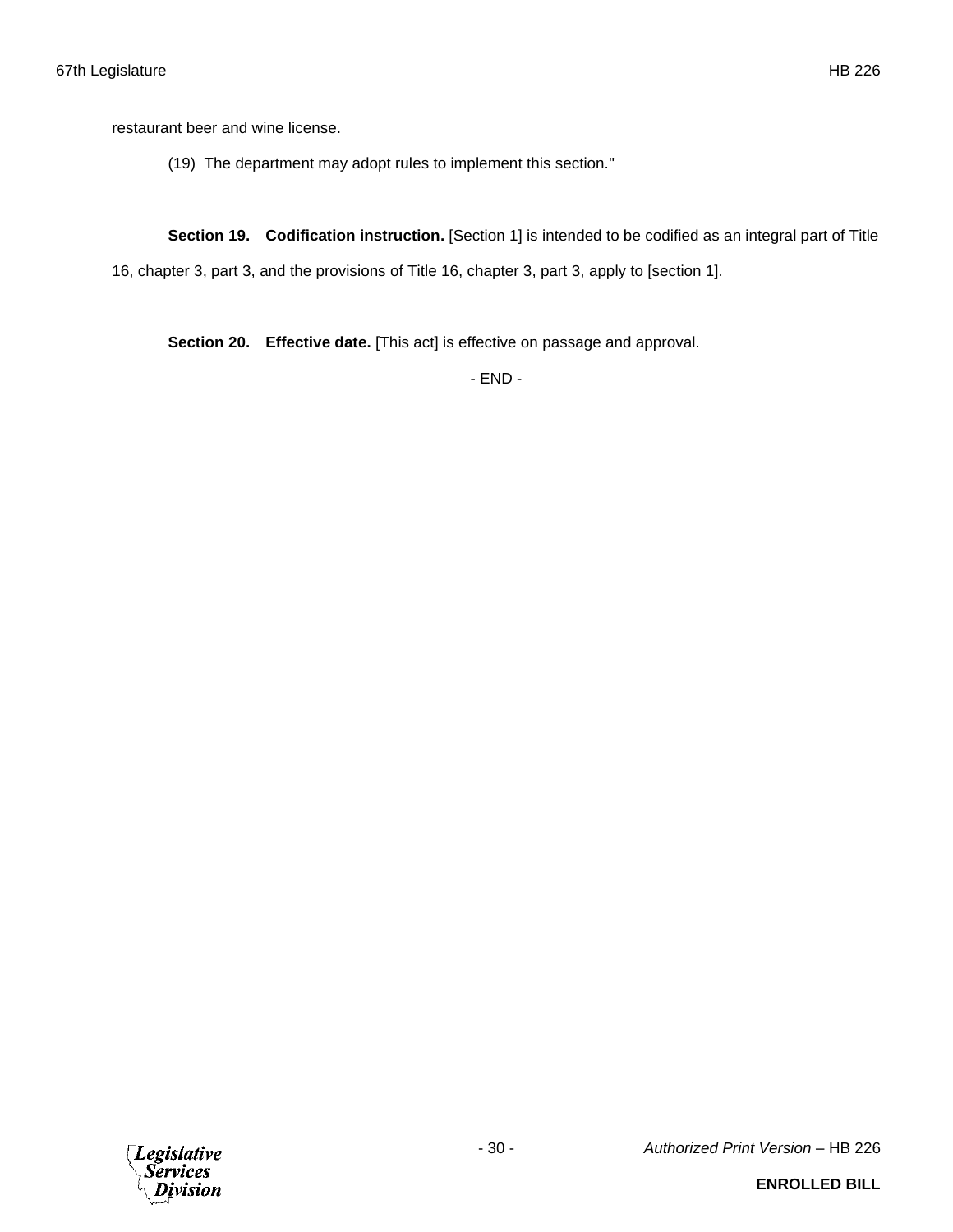restaurant beer and wine license.

(19) The department may adopt rules to implement this section."

**Section 19. Codification instruction.** [Section 1] is intended to be codified as an integral part of Title 16, chapter 3, part 3, and the provisions of Title 16, chapter 3, part 3, apply to [section 1].

**Section 20. Effective date.** [This act] is effective on passage and approval.

- END -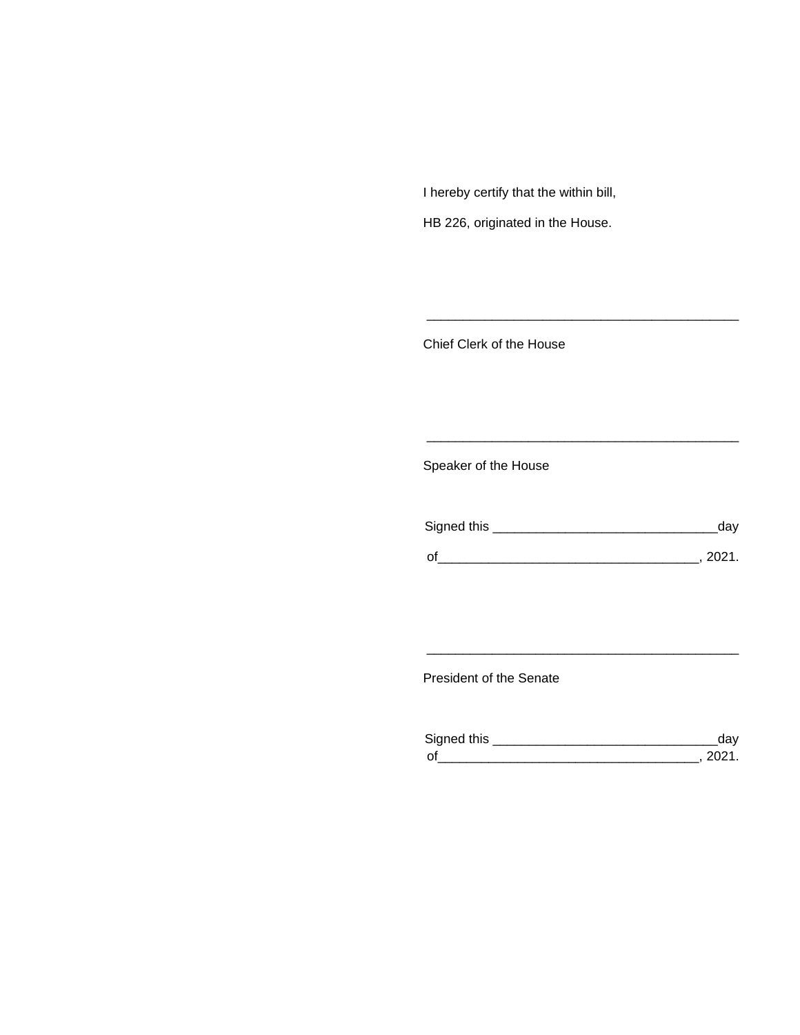I hereby certify that the within bill,

HB 226, originated in the House.

___________________________________________

Chief Clerk of the House

___________________________________________

Speaker of the House

Signed this ______________________________day

of___________________________________, 2021.

___________________________________________

President of the Senate

Signed this ______________________________day

of___________________________________, 2021.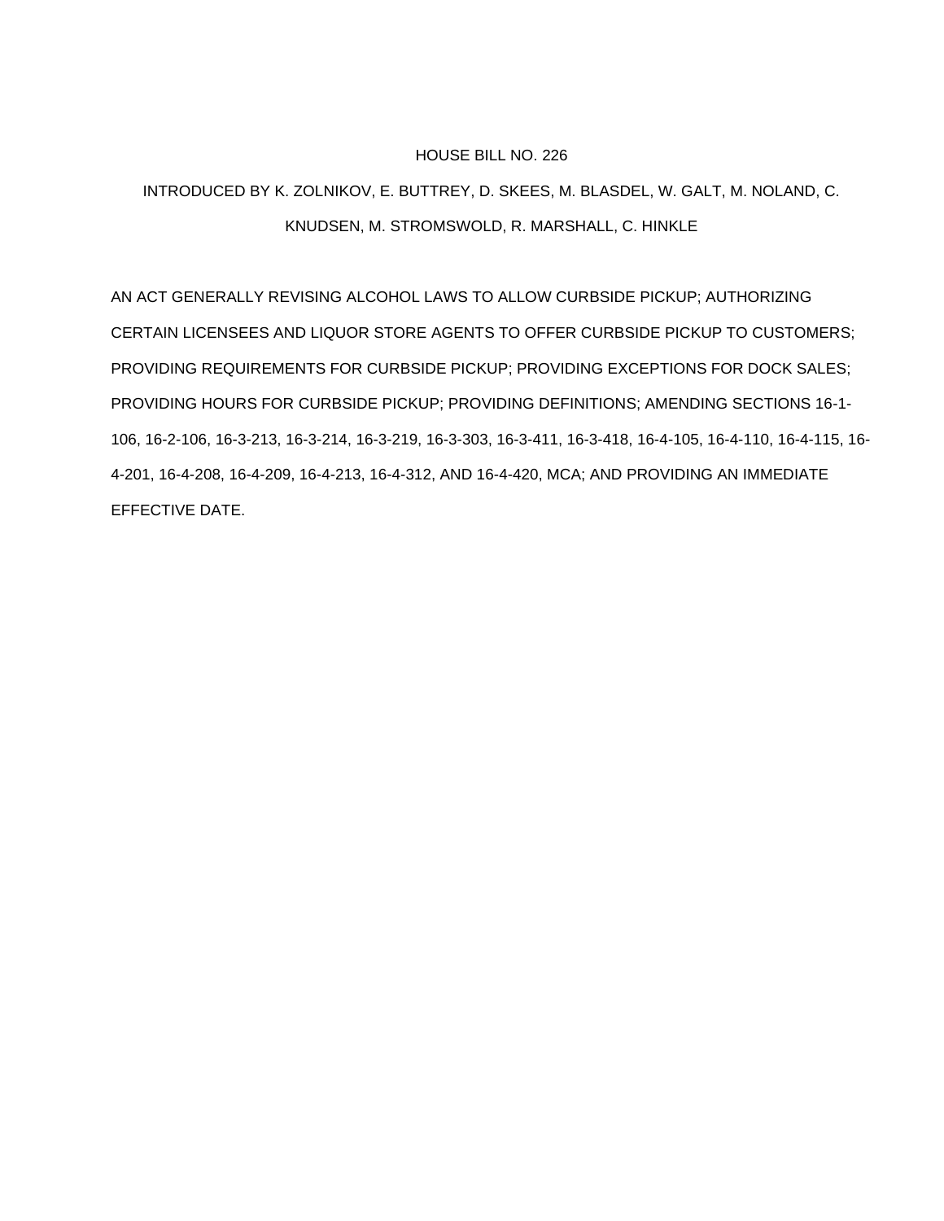HOUSE BILL NO. 226

INTRODUCED BY K. ZOLNIKOV, E. BUTTREY, D. SKEES, M. BLASDEL, W. GALT, M. NOLAND, C. KNUDSEN, M. STROMSWOLD, R. MARSHALL, C. HINKLE

AN ACT GENERALLY REVISING ALCOHOL LAWS TO ALLOW CURBSIDE PICKUP; AUTHORIZING CERTAIN LICENSEES AND LIQUOR STORE AGENTS TO OFFER CURBSIDE PICKUP TO CUSTOMERS; PROVIDING REQUIREMENTS FOR CURBSIDE PICKUP; PROVIDING EXCEPTIONS FOR DOCK SALES; PROVIDING HOURS FOR CURBSIDE PICKUP; PROVIDING DEFINITIONS; AMENDING SECTIONS 16-1-106, 16-2-106, 16-3-213, 16-3-214, 16-3-219, 16-3-303, 16-3-411, 16-3-418, 16-4-105, 16-4-110, 16-4-115, 16-4-201, 16-4-208, 16-4-209, 16-4-213, 16-4-312, AND 16-4-420, MCA; AND PROVIDING AN IMMEDIATE EFFECTIVE DATE.